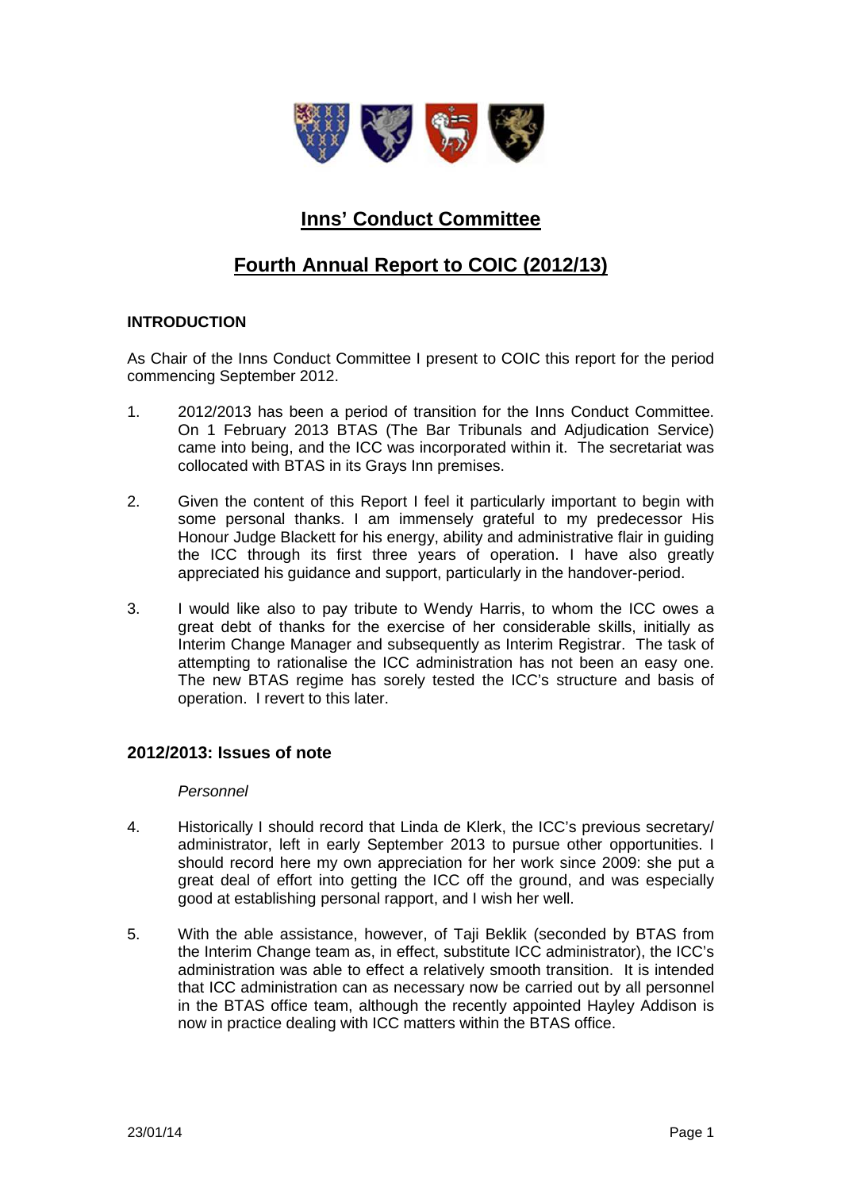# Inns' Conduct Committee

# Fourth Annual Report to COIC (2012/13)

### INTRODUCTION

As Chair of the Inns Conduct Committee I present to COIC this report for the period commencing September 2012.

1. 2012/2013 has been a period of transition for the Inns Conduct Committee. On 1 February 2013 BTAS (The Bar Tribunals and Adjudication Service) came into being, and the ICC was incorporated within it. The secretariat was collocated with BTAS in its Grays Inn premises.

2. Given the content of this Report I feel it particularly important to begin with some personal thanks. I am immensely grateful to my predecessor His Honour Judge Blackett for his energy, ability and administrative flair in guiding the ICC through its first three years of operation. I have also greatly appreciated his guidance and support, particularly in the handover-period.

3. I would like also to pay tribute to Wendy Harris, to whom the ICC owes a great debt of thanks for the exercise of her considerable skills, initially as Interim Change Manager and subsequently as Interim Registrar. The task of attempting to rationalise the ICC administration has not been an easy one. The new BTAS regime has sorely tested the ICC's structure and basis of operation. I revert to this later.

## 2012/2013: Issues of note

*Personnel*

4. Historically I should record that Linda de Klerk, the ICC's previous secretary/ administrator, left in early September 2013 to pursue other opportunities. I should record here my own appreciation for her work since 2009: she put a great deal of effort into getting the ICC off the ground, and was especially good at establishing personal rapport, and I wish her well.

5. With the able assistance, however, of Taji Beklik (seconded by BTAS from the Interim Change team as, in effect, substitute ICC administrator), the ICC's administration was able to effect a relatively smooth transition. It is intended that ICC administration can as necessary now be carried out by all personnel in the BTAS office team, although the recently appointed Hayley Addison is now in practice dealing with ICC matters within the BTAS office.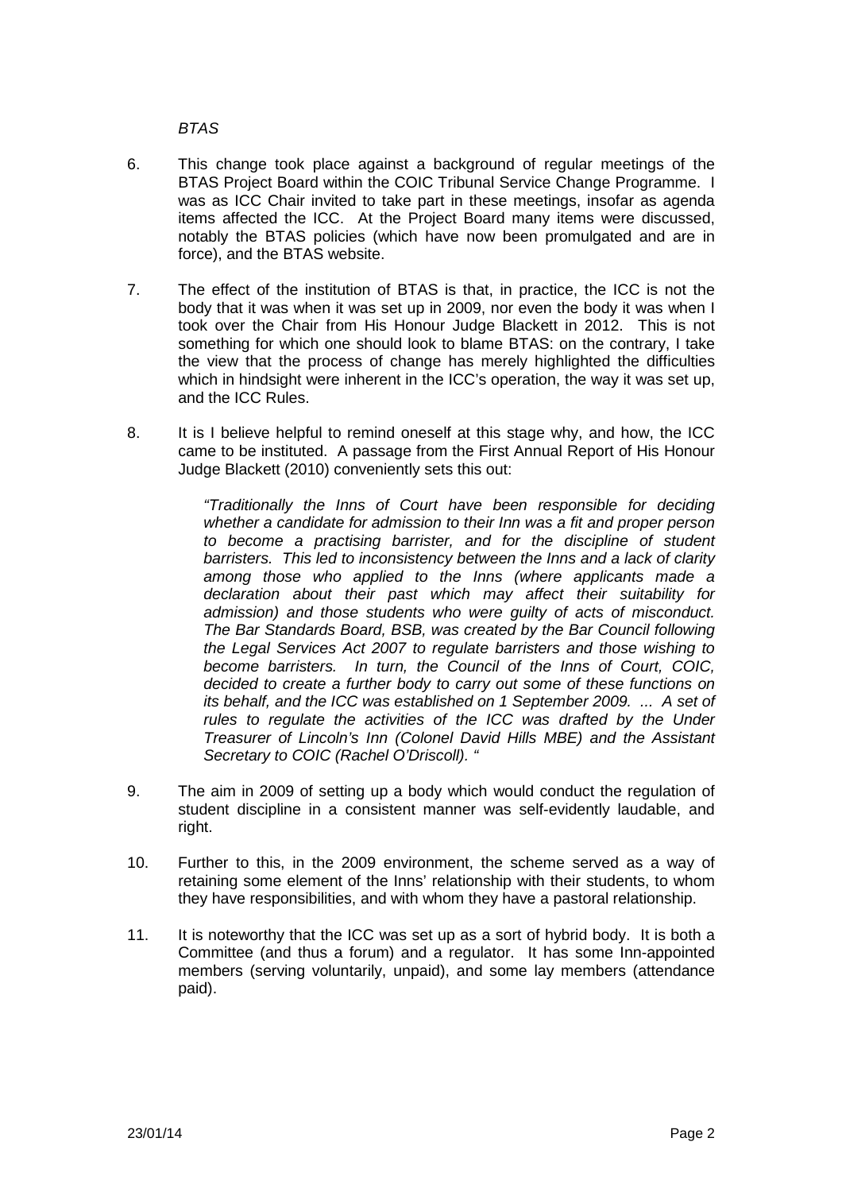*BTAS*

6. This change took place against a background of regular meetings of the BTAS Project Board within the COIC Tribunal Service Change Programme. I was as ICC Chair invited to take part in these meetings, insofar as agenda items affected the ICC. At the Project Board many items were discussed, notably the BTAS policies (which have now been promulgated and are in force), and the BTAS website.

7. The effect of the institution of BTAS is that, in practice, the ICC is not the body that it was when it was set up in 2009, nor even the body it was when I took over the Chair from His Honour Judge Blackett in 2012. This is not something for which one should look to blame BTAS: on the contrary, I take the view that the process of change has merely highlighted the difficulties which in hindsight were inherent in the ICC's operation, the way it was set up, and the ICC Rules.

8. It is I believe helpful to remind oneself at this stage why, and how, the ICC came to be instituted. A passage from the First Annual Report of His Honour Judge Blackett (2010) conveniently sets this out:

   > *"Traditionally the Inns of Court have been responsible for deciding whether a candidate for admission to their Inn was a fit and proper person to become a practising barrister, and for the discipline of student barristers. This led to inconsistency between the Inns and a lack of clarity among those who applied to the Inns (where applicants made a declaration about their past which may affect their suitability for admission) and those students who were guilty of acts of misconduct. The Bar Standards Board, BSB, was created by the Bar Council following the Legal Services Act 2007 to regulate barristers and those wishing to become barristers. In turn, the Council of the Inns of Court, COIC, decided to create a further body to carry out some of these functions on its behalf, and the ICC was established on 1 September 2009. ... A set of rules to regulate the activities of the ICC was drafted by the Under Treasurer of Lincoln's Inn (Colonel David Hills MBE) and the Assistant Secretary to COIC (Rachel O'Driscoll). "*

9. The aim in 2009 of setting up a body which would conduct the regulation of student discipline in a consistent manner was self-evidently laudable, and right.

10. Further to this, in the 2009 environment, the scheme served as a way of retaining some element of the Inns' relationship with their students, to whom they have responsibilities, and with whom they have a pastoral relationship.

11. It is noteworthy that the ICC was set up as a sort of hybrid body. It is both a Committee (and thus a forum) and a regulator. It has some Inn-appointed members (serving voluntarily, unpaid), and some lay members (attendance paid).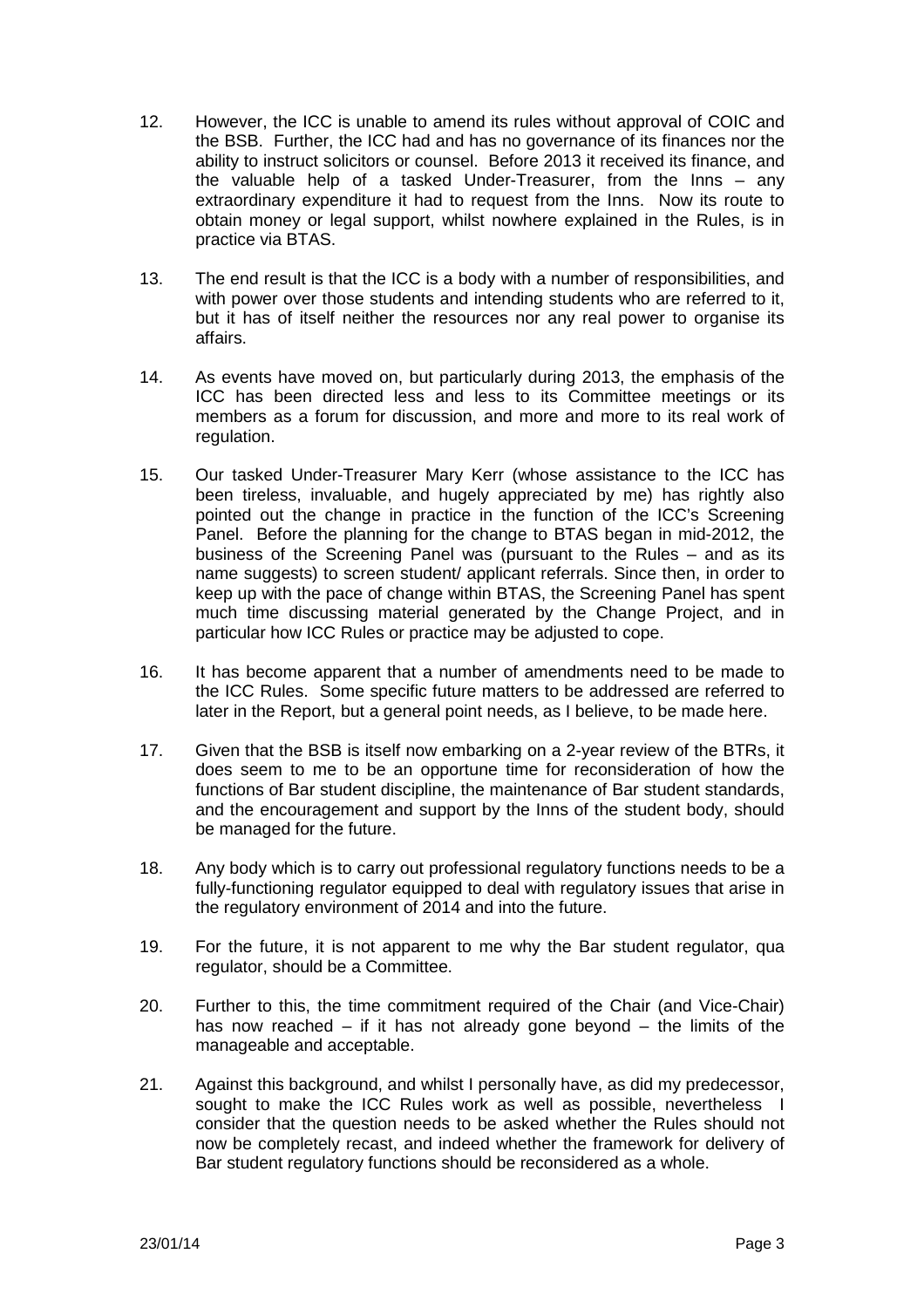12. However, the ICC is unable to amend its rules without approval of COIC and the BSB. Further, the ICC had and has no governance of its finances nor the ability to instruct solicitors or counsel. Before 2013 it received its finance, and the valuable help of a tasked Under-Treasurer, from the Inns – any extraordinary expenditure it had to request from the Inns. Now its route to obtain money or legal support, whilst nowhere explained in the Rules, is in practice via BTAS.

13. The end result is that the ICC is a body with a number of responsibilities, and with power over those students and intending students who are referred to it, but it has of itself neither the resources nor any real power to organise its affairs.

14. As events have moved on, but particularly during 2013, the emphasis of the ICC has been directed less and less to its Committee meetings or its members as a forum for discussion, and more and more to its real work of regulation.

15. Our tasked Under-Treasurer Mary Kerr (whose assistance to the ICC has been tireless, invaluable, and hugely appreciated by me) has rightly also pointed out the change in practice in the function of the ICC's Screening Panel. Before the planning for the change to BTAS began in mid-2012, the business of the Screening Panel was (pursuant to the Rules – and as its name suggests) to screen student/ applicant referrals. Since then, in order to keep up with the pace of change within BTAS, the Screening Panel has spent much time discussing material generated by the Change Project, and in particular how ICC Rules or practice may be adjusted to cope.

16. It has become apparent that a number of amendments need to be made to the ICC Rules. Some specific future matters to be addressed are referred to later in the Report, but a general point needs, as I believe, to be made here.

17. Given that the BSB is itself now embarking on a 2-year review of the BTRs, it does seem to me to be an opportune time for reconsideration of how the functions of Bar student discipline, the maintenance of Bar student standards, and the encouragement and support by the Inns of the student body, should be managed for the future.

18. Any body which is to carry out professional regulatory functions needs to be a fully-functioning regulator equipped to deal with regulatory issues that arise in the regulatory environment of 2014 and into the future.

19. For the future, it is not apparent to me why the Bar student regulator, qua regulator, should be a Committee.

20. Further to this, the time commitment required of the Chair (and Vice-Chair) has now reached – if it has not already gone beyond – the limits of the manageable and acceptable.

21. Against this background, and whilst I personally have, as did my predecessor, sought to make the ICC Rules work as well as possible, nevertheless I consider that the question needs to be asked whether the Rules should not now be completely recast, and indeed whether the framework for delivery of Bar student regulatory functions should be reconsidered as a whole.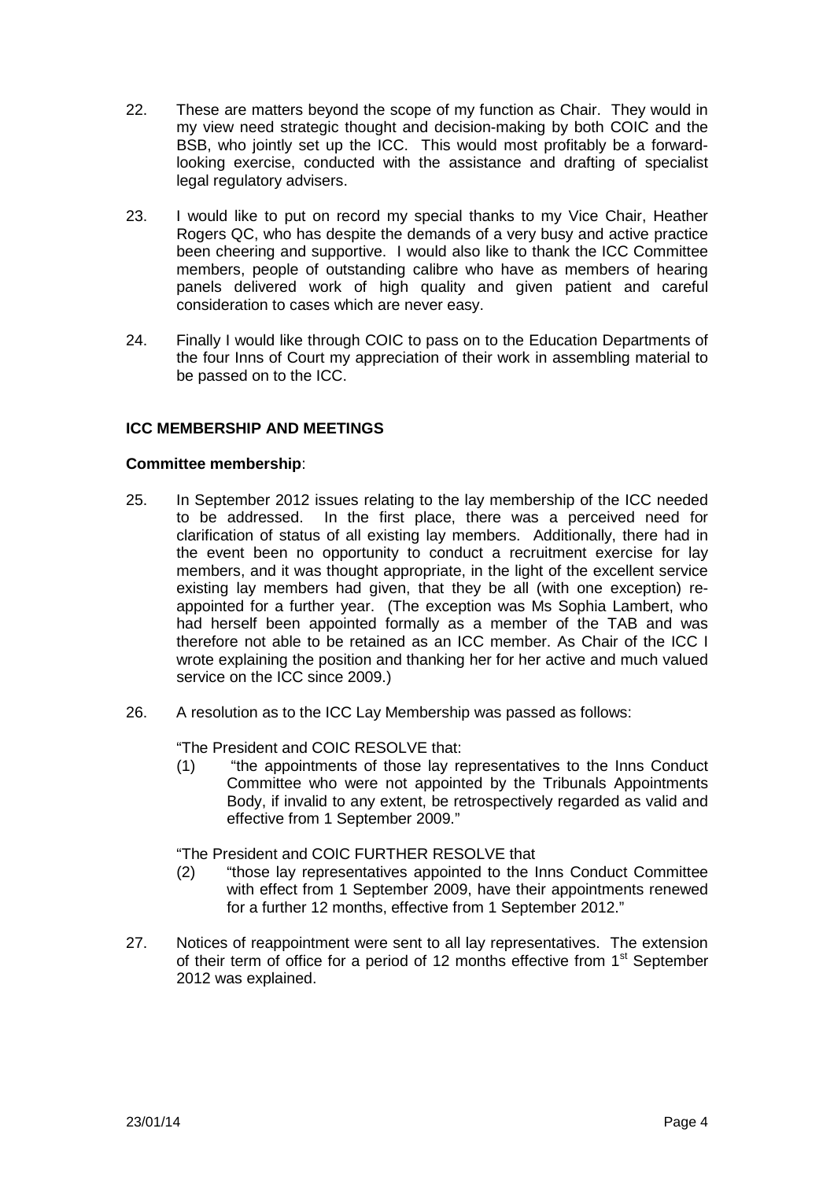22. These are matters beyond the scope of my function as Chair. They would in my view need strategic thought and decision-making by both COIC and the BSB, who jointly set up the ICC. This would most profitably be a forward-looking exercise, conducted with the assistance and drafting of specialist legal regulatory advisers.

23. I would like to put on record my special thanks to my Vice Chair, Heather Rogers QC, who has despite the demands of a very busy and active practice been cheering and supportive. I would also like to thank the ICC Committee members, people of outstanding calibre who have as members of hearing panels delivered work of high quality and given patient and careful consideration to cases which are never easy.

24. Finally I would like through COIC to pass on to the Education Departments of the four Inns of Court my appreciation of their work in assembling material to be passed on to the ICC.

## ICC MEMBERSHIP AND MEETINGS

**Committee membership**:

25. In September 2012 issues relating to the lay membership of the ICC needed to be addressed. In the first place, there was a perceived need for clarification of status of all existing lay members. Additionally, there had in the event been no opportunity to conduct a recruitment exercise for lay members, and it was thought appropriate, in the light of the excellent service existing lay members had given, that they be all (with one exception) re-appointed for a further year. (The exception was Ms Sophia Lambert, who had herself been appointed formally as a member of the TAB and was therefore not able to be retained as an ICC member. As Chair of the ICC I wrote explaining the position and thanking her for her active and much valued service on the ICC since 2009.)

26. A resolution as to the ICC Lay Membership was passed as follows:

    "The President and COIC RESOLVE that:

    (1) "the appointments of those lay representatives to the Inns Conduct Committee who were not appointed by the Tribunals Appointments Body, if invalid to any extent, be retrospectively regarded as valid and effective from 1 September 2009."

    "The President and COIC FURTHER RESOLVE that

    (2) "those lay representatives appointed to the Inns Conduct Committee with effect from 1 September 2009, have their appointments renewed for a further 12 months, effective from 1 September 2012."

27. Notices of reappointment were sent to all lay representatives. The extension of their term of office for a period of 12 months effective from 1st September 2012 was explained.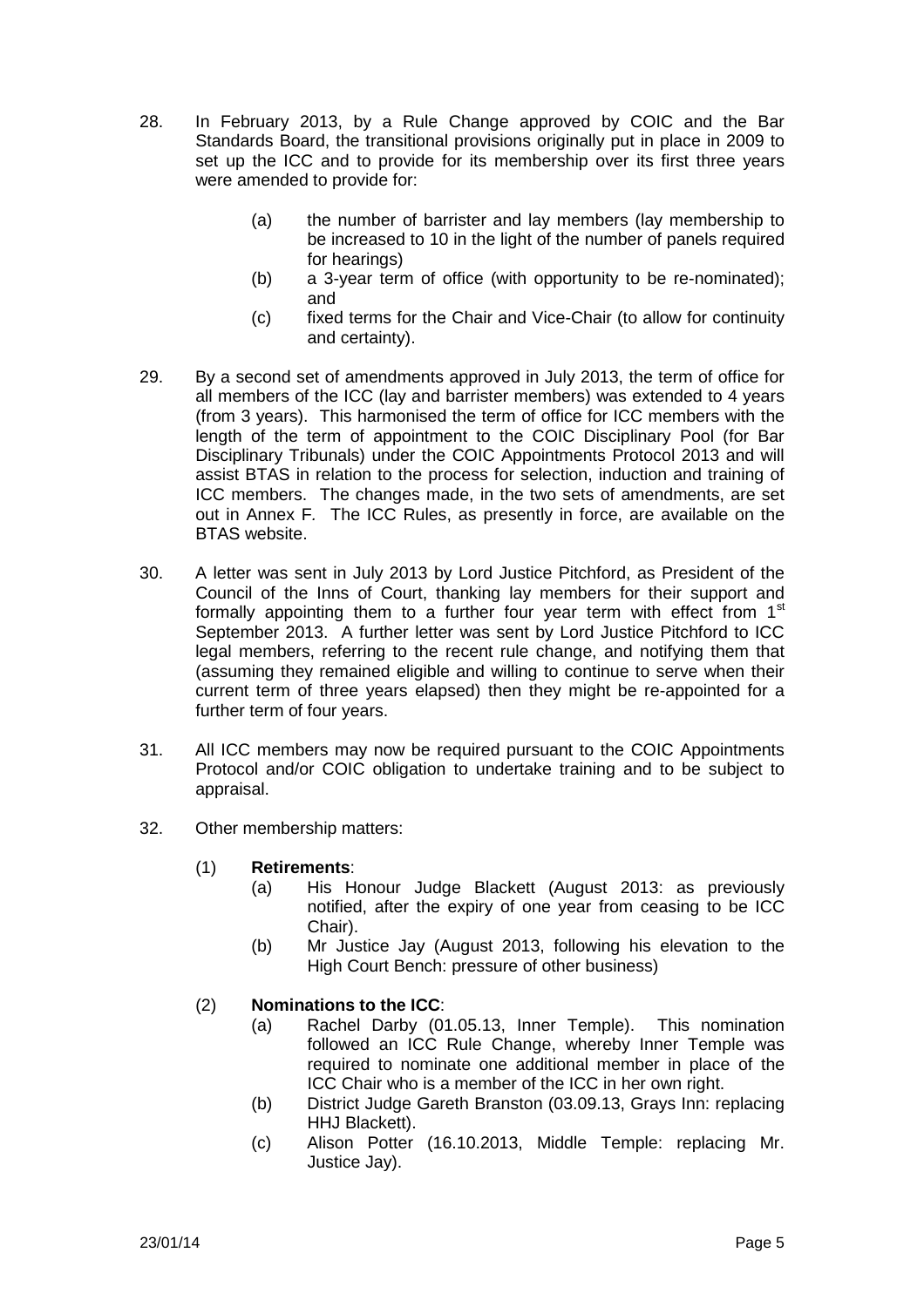28. In February 2013, by a Rule Change approved by COIC and the Bar Standards Board, the transitional provisions originally put in place in 2009 to set up the ICC and to provide for its membership over its first three years were amended to provide for:

    (a) the number of barrister and lay members (lay membership to be increased to 10 in the light of the number of panels required for hearings)
    (b) a 3-year term of office (with opportunity to be re-nominated); and
    (c) fixed terms for the Chair and Vice-Chair (to allow for continuity and certainty).

29. By a second set of amendments approved in July 2013, the term of office for all members of the ICC (lay and barrister members) was extended to 4 years (from 3 years). This harmonised the term of office for ICC members with the length of the term of appointment to the COIC Disciplinary Pool (for Bar Disciplinary Tribunals) under the COIC Appointments Protocol 2013 and will assist BTAS in relation to the process for selection, induction and training of ICC members. The changes made, in the two sets of amendments, are set out in Annex F. The ICC Rules, as presently in force, are available on the BTAS website.

30. A letter was sent in July 2013 by Lord Justice Pitchford, as President of the Council of the Inns of Court, thanking lay members for their support and formally appointing them to a further four year term with effect from 1st September 2013. A further letter was sent by Lord Justice Pitchford to ICC legal members, referring to the recent rule change, and notifying them that (assuming they remained eligible and willing to continue to serve when their current term of three years elapsed) then they might be re-appointed for a further term of four years.

31. All ICC members may now be required pursuant to the COIC Appointments Protocol and/or COIC obligation to undertake training and to be subject to appraisal.

32. Other membership matters:

    (1) **Retirements**:
        (a) His Honour Judge Blackett (August 2013: as previously notified, after the expiry of one year from ceasing to be ICC Chair).
        (b) Mr Justice Jay (August 2013, following his elevation to the High Court Bench: pressure of other business)

    (2) **Nominations to the ICC**:
        (a) Rachel Darby (01.05.13, Inner Temple). This nomination followed an ICC Rule Change, whereby Inner Temple was required to nominate one additional member in place of the ICC Chair who is a member of the ICC in her own right.
        (b) District Judge Gareth Branston (03.09.13, Grays Inn: replacing HHJ Blackett).
        (c) Alison Potter (16.10.2013, Middle Temple: replacing Mr. Justice Jay).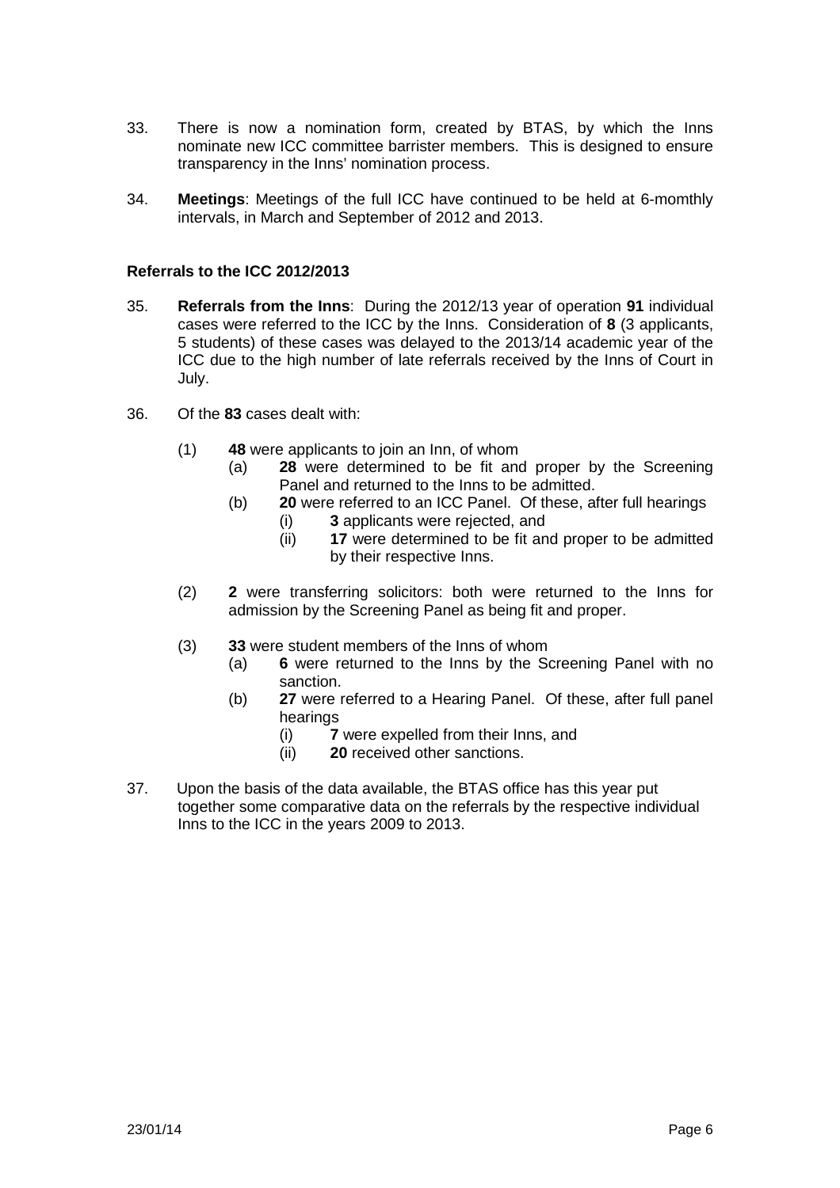33. There is now a nomination form, created by BTAS, by which the Inns nominate new ICC committee barrister members. This is designed to ensure transparency in the Inns' nomination process.

34. **Meetings**: Meetings of the full ICC have continued to be held at 6-momthly intervals, in March and September of 2012 and 2013.

### Referrals to the ICC 2012/2013

35. **Referrals from the Inns**: During the 2012/13 year of operation **91** individual cases were referred to the ICC by the Inns. Consideration of **8** (3 applicants, 5 students) of these cases was delayed to the 2013/14 academic year of the ICC due to the high number of late referrals received by the Inns of Court in July.

36. Of the **83** cases dealt with:

    (1) **48** were applicants to join an Inn, of whom
        (a) **28** were determined to be fit and proper by the Screening Panel and returned to the Inns to be admitted.
        (b) **20** were referred to an ICC Panel. Of these, after full hearings
            (i) **3** applicants were rejected, and
            (ii) **17** were determined to be fit and proper to be admitted by their respective Inns.

    (2) **2** were transferring solicitors: both were returned to the Inns for admission by the Screening Panel as being fit and proper.

    (3) **33** were student members of the Inns of whom
        (a) **6** were returned to the Inns by the Screening Panel with no sanction.
        (b) **27** were referred to a Hearing Panel. Of these, after full panel hearings
            (i) **7** were expelled from their Inns, and
            (ii) **20** received other sanctions.

37. Upon the basis of the data available, the BTAS office has this year put together some comparative data on the referrals by the respective individual Inns to the ICC in the years 2009 to 2013.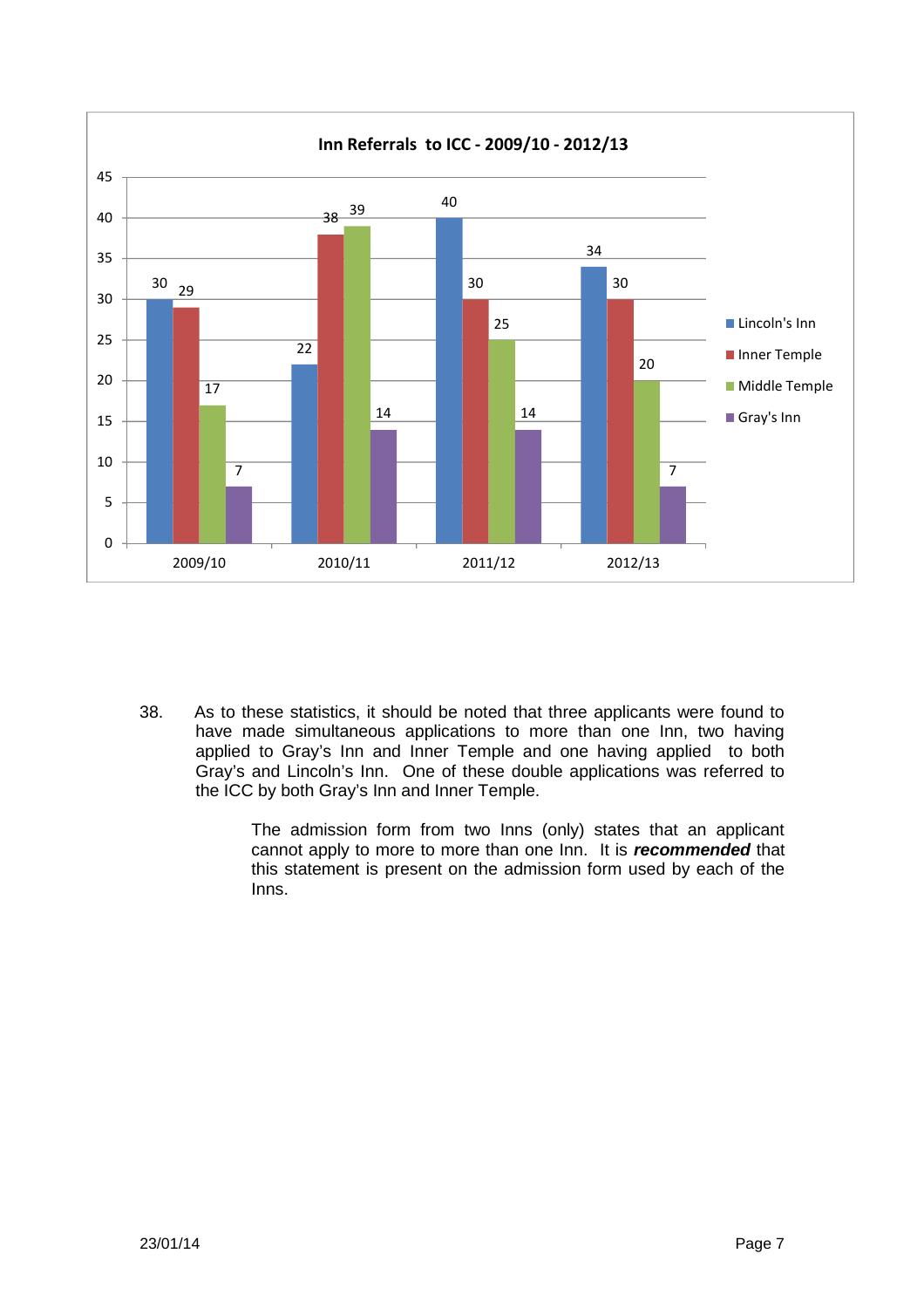**Inn Referrals to ICC - 2009/10 - 2012/13**

| | Lincoln's Inn | Inner Temple | Middle Temple | Gray's Inn |
|---|---|---|---|---|
| 2009/10 | 30 | 29 | 17 | 7 |
| 2010/11 | 22 | 38 | 39 | 14 |
| 2011/12 | 40 | 30 | 25 | 14 |
| 2012/13 | 34 | 30 | 20 | 7 |

38. As to these statistics, it should be noted that three applicants were found to have made simultaneous applications to more than one Inn, two having applied to Gray's Inn and Inner Temple and one having applied to both Gray's and Lincoln's Inn. One of these double applications was referred to the ICC by both Gray's Inn and Inner Temple.

The admission form from two Inns (only) states that an applicant cannot apply to more to more than one Inn. It is ***recommended*** that this statement is present on the admission form used by each of the Inns.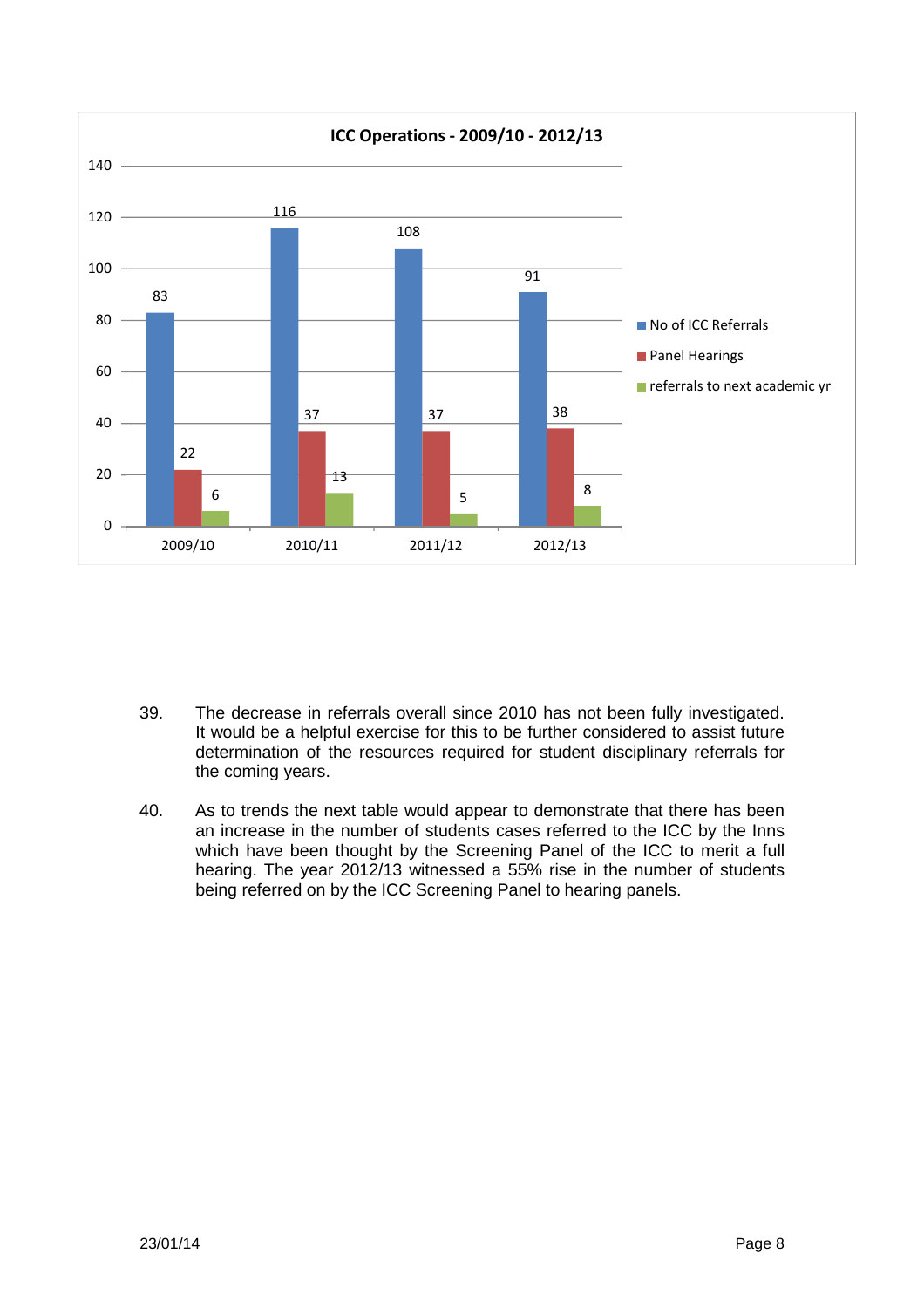**ICC Operations - 2009/10 - 2012/13**

| | No of ICC Referrals | Panel Hearings | referrals to next academic yr |
|---|---|---|---|
| 2009/10 | 83 | 22 | 6 |
| 2010/11 | 116 | 37 | 13 |
| 2011/12 | 108 | 37 | 5 |
| 2012/13 | 91 | 38 | 8 |

39. The decrease in referrals overall since 2010 has not been fully investigated. It would be a helpful exercise for this to be further considered to assist future determination of the resources required for student disciplinary referrals for the coming years.

40. As to trends the next table would appear to demonstrate that there has been an increase in the number of students cases referred to the ICC by the Inns which have been thought by the Screening Panel of the ICC to merit a full hearing. The year 2012/13 witnessed a 55% rise in the number of students being referred on by the ICC Screening Panel to hearing panels.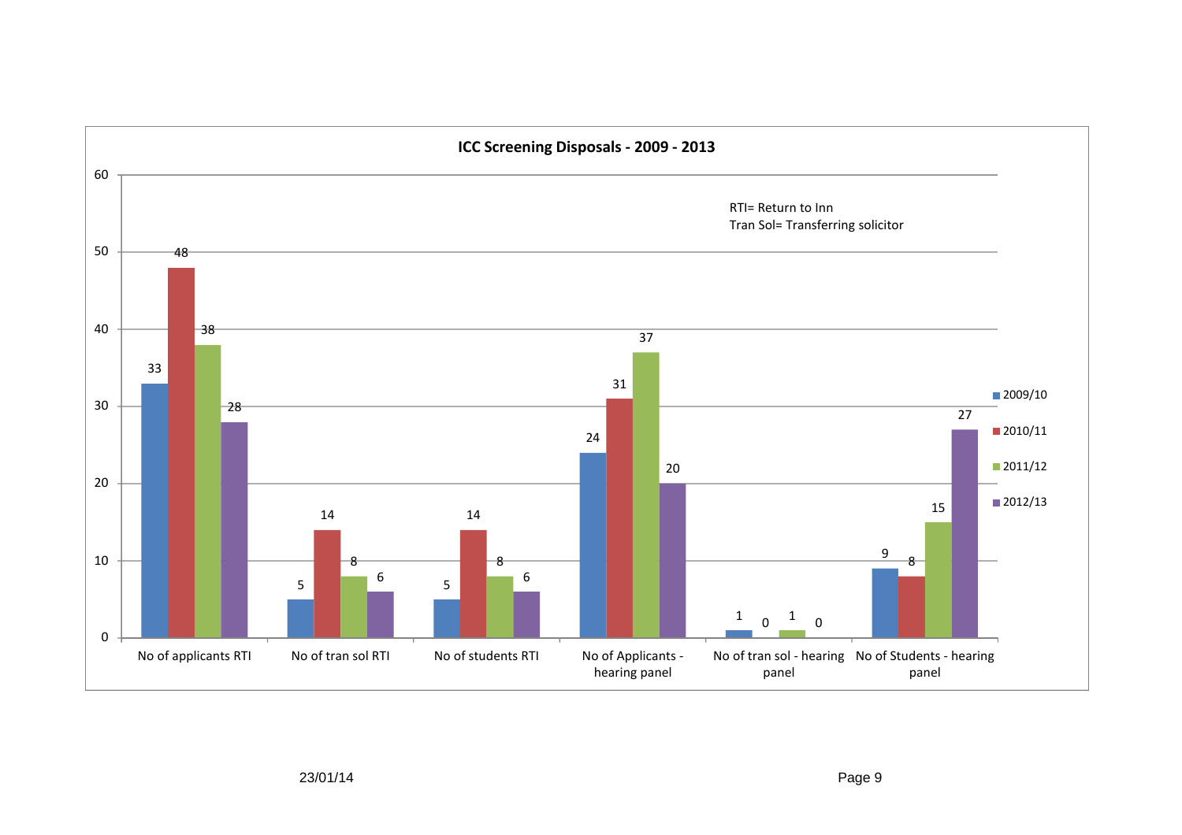## ICC Screening Disposals - 2009 - 2013

RTI= Return to Inn
Tran Sol= Transferring solicitor

| | 2009/10 | 2010/11 | 2011/12 | 2012/13 |
|---|---|---|---|---|
| No of applicants RTI | 33 | 48 | 38 | 28 |
| No of tran sol RTI | 5 | 14 | 8 | 6 |
| No of students RTI | 5 | 14 | 8 | 6 |
| No of Applicants - hearing panel | 24 | 31 | 37 | 20 |
| No of tran sol - hearing panel | 1 | 0 | 1 | 0 |
| No of Students - hearing panel | 9 | 8 | 15 | 27 |

23/01/14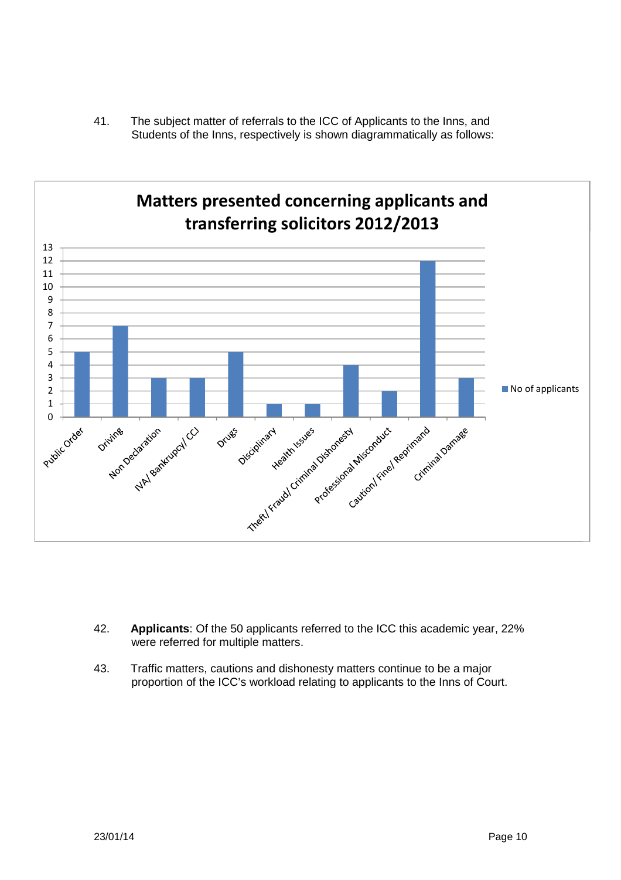41. The subject matter of referrals to the ICC of Applicants to the Inns, and Students of the Inns, respectively is shown diagrammatically as follows:

**Matters presented concerning applicants and transferring solicitors 2012/2013**

| Matter | No of applicants |
|---|---|
| Public Order | 5 |
| Driving | 7 |
| Non Declaration | 3 |
| IVA/ Bankrupcy/ CCJ | 3 |
| Drugs | 5 |
| Disciplinary | 1 |
| Health Issues | 1 |
| Theft/ Fraud/ Criminal Dishonesty | 4 |
| Professional Misconduct | 2 |
| Caution/ Fine/ Reprimand | 12 |
| Criminal Damage | 3 |

42. **Applicants**: Of the 50 applicants referred to the ICC this academic year, 22% were referred for multiple matters.

43. Traffic matters, cautions and dishonesty matters continue to be a major proportion of the ICC's workload relating to applicants to the Inns of Court.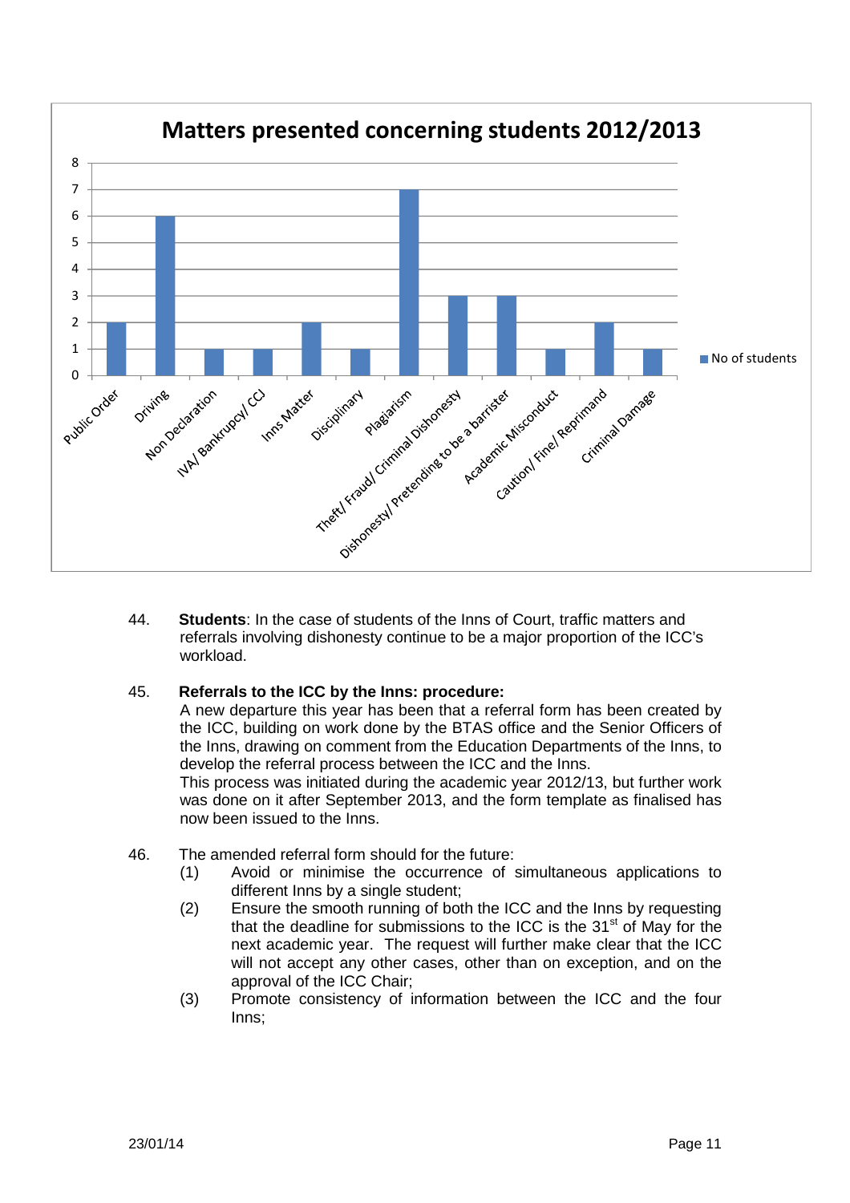**Matters presented concerning students 2012/2013**

| Matter | No of students |
| --- | --- |
| Public Order | 2 |
| Driving | 6 |
| Non Declaration | 1 |
| IVA/ Bankrupcy/ CCJ | 1 |
| Inns Matter | 2 |
| Disciplinary | 1 |
| Plagiarism | 7 |
| Theft/ Fraud/ Criminal Dishonesty | 3 |
| Dishonesty/ Pretending to be a barrister | 3 |
| Academic Misconduct | 1 |
| Caution/ Fine/ Reprimand | 2 |
| Criminal Damage | 1 |

44. **Students**: In the case of students of the Inns of Court, traffic matters and referrals involving dishonesty continue to be a major proportion of the ICC's workload.

45. **Referrals to the ICC by the Inns: procedure:**
A new departure this year has been that a referral form has been created by the ICC, building on work done by the BTAS office and the Senior Officers of the Inns, drawing on comment from the Education Departments of the Inns, to develop the referral process between the ICC and the Inns.
This process was initiated during the academic year 2012/13, but further work was done on it after September 2013, and the form template as finalised has now been issued to the Inns.

46. The amended referral form should for the future:
   (1) Avoid or minimise the occurrence of simultaneous applications to different Inns by a single student;
   (2) Ensure the smooth running of both the ICC and the Inns by requesting that the deadline for submissions to the ICC is the 31st of May for the next academic year. The request will further make clear that the ICC will not accept any other cases, other than on exception, and on the approval of the ICC Chair;
   (3) Promote consistency of information between the ICC and the four Inns;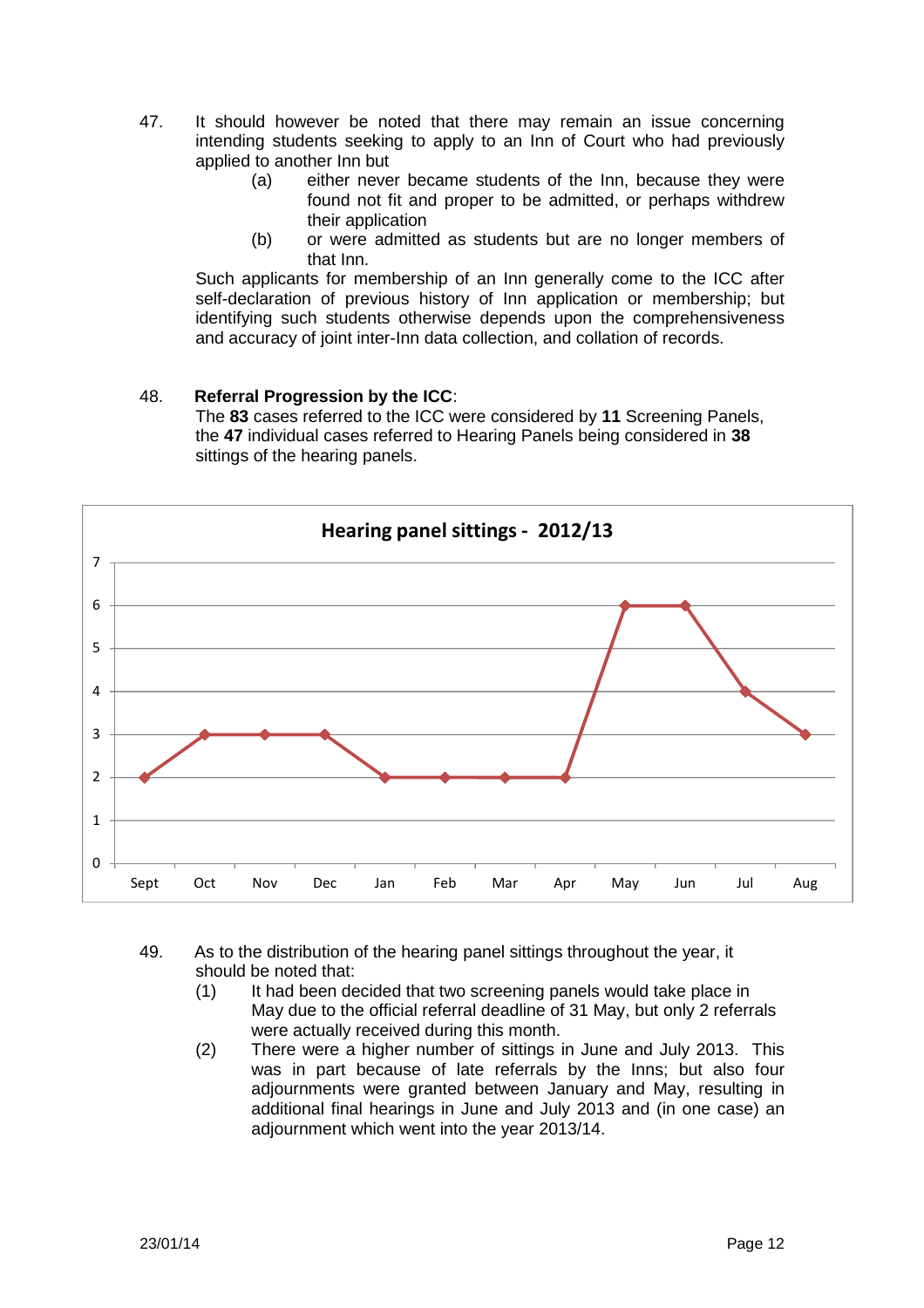47. It should however be noted that there may remain an issue concerning intending students seeking to apply to an Inn of Court who had previously applied to another Inn but
   - (a) either never became students of the Inn, because they were found not fit and proper to be admitted, or perhaps withdrew their application
   - (b) or were admitted as students but are no longer members of that Inn.

   Such applicants for membership of an Inn generally come to the ICC after self-declaration of previous history of Inn application or membership; but identifying such students otherwise depends upon the comprehensiveness and accuracy of joint inter-Inn data collection, and collation of records.

48. **Referral Progression by the ICC**:
   The **83** cases referred to the ICC were considered by **11** Screening Panels, the **47** individual cases referred to Hearing Panels being considered in **38** sittings of the hearing panels.

**Hearing panel sittings - 2012/13**

| Sept | Oct | Nov | Dec | Jan | Feb | Mar | Apr | May | Jun | Jul | Aug |
|---|---|---|---|---|---|---|---|---|---|---|---|
| 2 | 3 | 3 | 3 | 2 | 2 | 2 | 2 | 6 | 6 | 4 | 3 |

49. As to the distribution of the hearing panel sittings throughout the year, it should be noted that:
   - (1) It had been decided that two screening panels would take place in May due to the official referral deadline of 31 May, but only 2 referrals were actually received during this month.
   - (2) There were a higher number of sittings in June and July 2013. This was in part because of late referrals by the Inns; but also four adjournments were granted between January and May, resulting in additional final hearings in June and July 2013 and (in one case) an adjournment which went into the year 2013/14.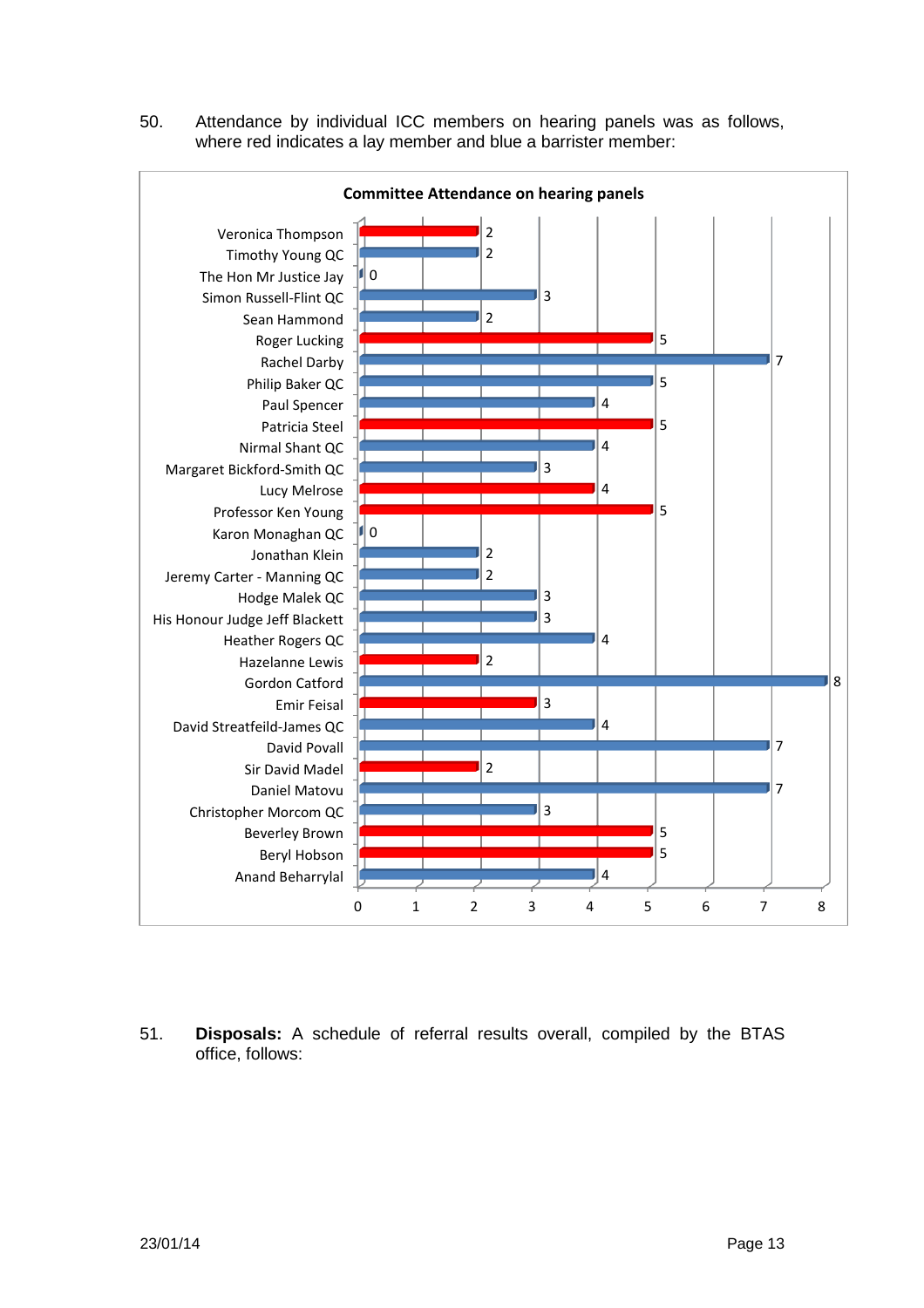50. Attendance by individual ICC members on hearing panels was as follows, where red indicates a lay member and blue a barrister member:

**Committee Attendance on hearing panels**

| Member | Type | Hearings attended |
|---|---|---|
| Veronica Thompson | Lay (red) | 2 |
| Timothy Young QC | Barrister (blue) | 2 |
| The Hon Mr Justice Jay | Barrister (blue) | 0 |
| Simon Russell-Flint QC | Barrister (blue) | 3 |
| Sean Hammond | Barrister (blue) | 2 |
| Roger Lucking | Lay (red) | 5 |
| Rachel Darby | Barrister (blue) | 7 |
| Philip Baker QC | Barrister (blue) | 5 |
| Paul Spencer | Barrister (blue) | 4 |
| Patricia Steel | Lay (red) | 5 |
| Nirmal Shant QC | Barrister (blue) | 4 |
| Margaret Bickford-Smith QC | Barrister (blue) | 3 |
| Lucy Melrose | Lay (red) | 4 |
| Professor Ken Young | Lay (red) | 5 |
| Karon Monaghan QC | Barrister (blue) | 0 |
| Jonathan Klein | Barrister (blue) | 2 |
| Jeremy Carter - Manning QC | Barrister (blue) | 2 |
| Hodge Malek QC | Barrister (blue) | 3 |
| His Honour Judge Jeff Blackett | Barrister (blue) | 3 |
| Heather Rogers QC | Barrister (blue) | 4 |
| Hazelanne Lewis | Lay (red) | 2 |
| Gordon Catford | Barrister (blue) | 8 |
| Emir Feisal | Lay (red) | 3 |
| David Streatfeild-James QC | Barrister (blue) | 4 |
| David Povall | Barrister (blue) | 7 |
| Sir David Madel | Lay (red) | 2 |
| Daniel Matovu | Barrister (blue) | 7 |
| Christopher Morcom QC | Barrister (blue) | 3 |
| Beverley Brown | Lay (red) | 5 |
| Beryl Hobson | Lay (red) | 5 |
| Anand Beharrylal | Barrister (blue) | 4 |

51. **Disposals:** A schedule of referral results overall, compiled by the BTAS office, follows: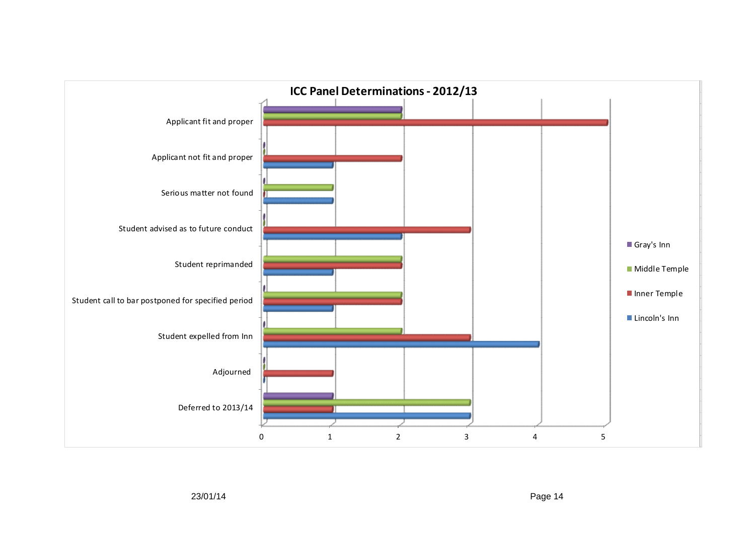## ICC Panel Determinations - 2012/13

| Determination | Lincoln's Inn | Inner Temple | Middle Temple | Gray's Inn |
|---|---|---|---|---|
| Applicant fit and proper | | 5 | 2 | 2 |
| Applicant not fit and proper | 1 | 2 | 0 | 0 |
| Serious matter not found | 1 | 0 | 1 | 0 |
| Student advised as to future conduct | 2 | 3 | 0 | 0 |
| Student reprimanded | 1 | 2 | 2 | |
| Student call to bar postponed for specified period | 1 | 2 | 2 | 0 |
| Student expelled from Inn | 4 | 3 | 2 | 0 |
| Adjourned | 0 | 1 | 0 | 0 |
| Deferred to 2013/14 | 3 | 1 | 3 | 1 |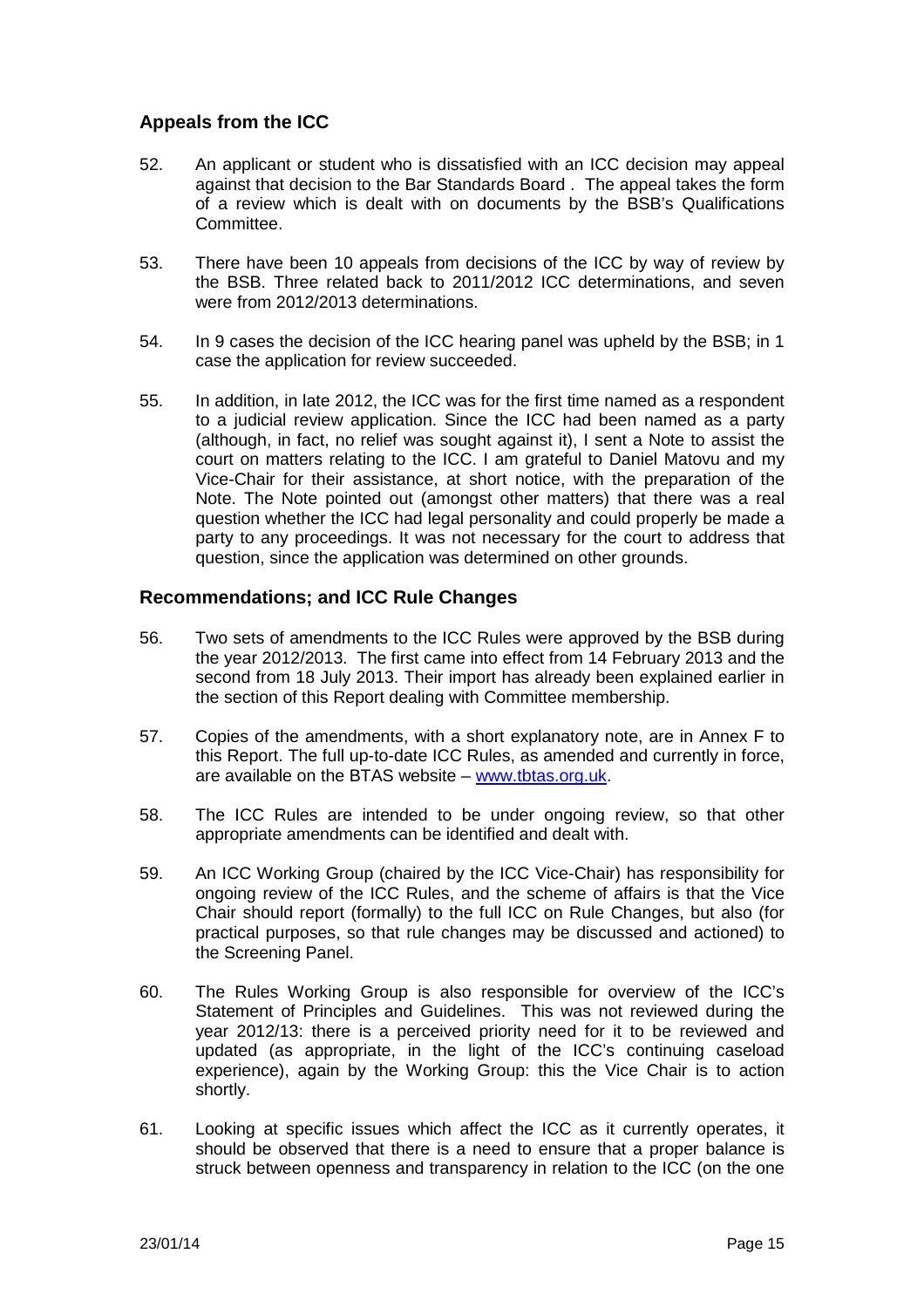## Appeals from the ICC

52. An applicant or student who is dissatisfied with an ICC decision may appeal against that decision to the Bar Standards Board . The appeal takes the form of a review which is dealt with on documents by the BSB's Qualifications Committee.

53. There have been 10 appeals from decisions of the ICC by way of review by the BSB. Three related back to 2011/2012 ICC determinations, and seven were from 2012/2013 determinations.

54. In 9 cases the decision of the ICC hearing panel was upheld by the BSB; in 1 case the application for review succeeded.

55. In addition, in late 2012, the ICC was for the first time named as a respondent to a judicial review application. Since the ICC had been named as a party (although, in fact, no relief was sought against it), I sent a Note to assist the court on matters relating to the ICC. I am grateful to Daniel Matovu and my Vice-Chair for their assistance, at short notice, with the preparation of the Note. The Note pointed out (amongst other matters) that there was a real question whether the ICC had legal personality and could properly be made a party to any proceedings. It was not necessary for the court to address that question, since the application was determined on other grounds.

## Recommendations; and ICC Rule Changes

56. Two sets of amendments to the ICC Rules were approved by the BSB during the year 2012/2013. The first came into effect from 14 February 2013 and the second from 18 July 2013. Their import has already been explained earlier in the section of this Report dealing with Committee membership.

57. Copies of the amendments, with a short explanatory note, are in Annex F to this Report. The full up-to-date ICC Rules, as amended and currently in force, are available on the BTAS website – www.tbtas.org.uk.

58. The ICC Rules are intended to be under ongoing review, so that other appropriate amendments can be identified and dealt with.

59. An ICC Working Group (chaired by the ICC Vice-Chair) has responsibility for ongoing review of the ICC Rules, and the scheme of affairs is that the Vice Chair should report (formally) to the full ICC on Rule Changes, but also (for practical purposes, so that rule changes may be discussed and actioned) to the Screening Panel.

60. The Rules Working Group is also responsible for overview of the ICC's Statement of Principles and Guidelines. This was not reviewed during the year 2012/13: there is a perceived priority need for it to be reviewed and updated (as appropriate, in the light of the ICC's continuing caseload experience), again by the Working Group: this the Vice Chair is to action shortly.

61. Looking at specific issues which affect the ICC as it currently operates, it should be observed that there is a need to ensure that a proper balance is struck between openness and transparency in relation to the ICC (on the one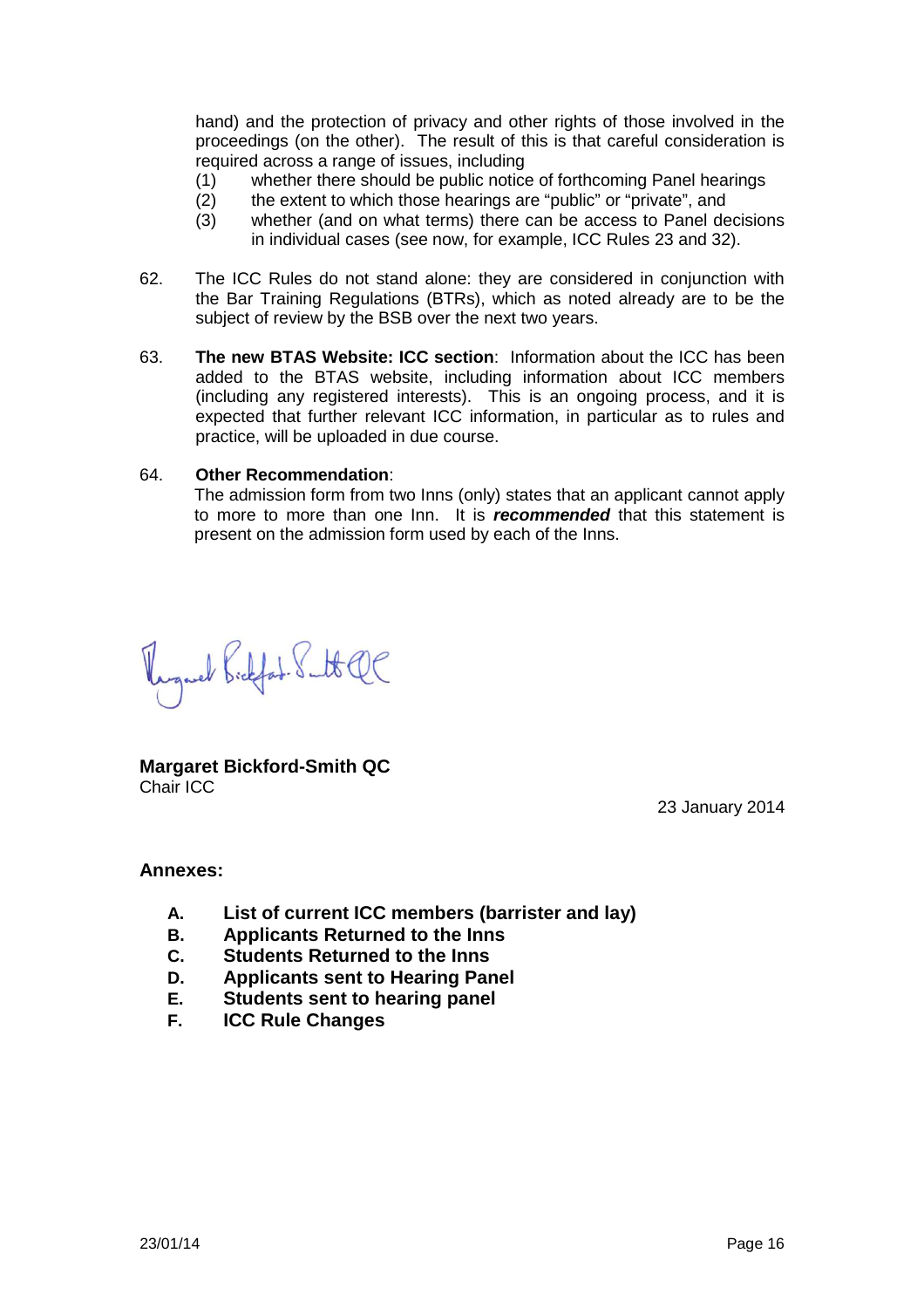hand) and the protection of privacy and other rights of those involved in the proceedings (on the other). The result of this is that careful consideration is required across a range of issues, including

(1) whether there should be public notice of forthcoming Panel hearings
(2) the extent to which those hearings are "public" or "private", and
(3) whether (and on what terms) there can be access to Panel decisions in individual cases (see now, for example, ICC Rules 23 and 32).

62. The ICC Rules do not stand alone: they are considered in conjunction with the Bar Training Regulations (BTRs), which as noted already are to be the subject of review by the BSB over the next two years.

63. **The new BTAS Website: ICC section**: Information about the ICC has been added to the BTAS website, including information about ICC members (including any registered interests). This is an ongoing process, and it is expected that further relevant ICC information, in particular as to rules and practice, will be uploaded in due course.

64. **Other Recommendation**:
The admission form from two Inns (only) states that an applicant cannot apply to more to more than one Inn. It is ***recommended*** that this statement is present on the admission form used by each of the Inns.

Margaret Bickford-Smith QC

**Margaret Bickford-Smith QC**
Chair ICC

23 January 2014

**Annexes:**

- **A. List of current ICC members (barrister and lay)**
- **B. Applicants Returned to the Inns**
- **C. Students Returned to the Inns**
- **D. Applicants sent to Hearing Panel**
- **E. Students sent to hearing panel**
- **F. ICC Rule Changes**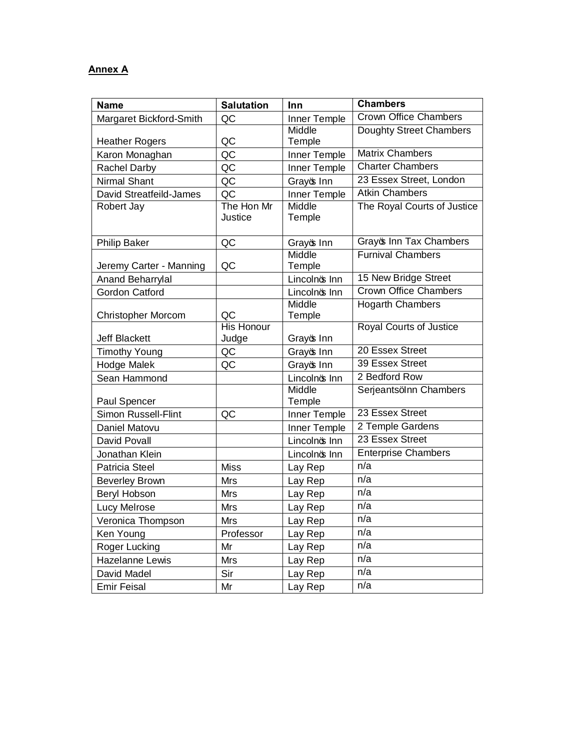**Annex A**

| Name | Salutation | Inn | Chambers |
|---|---|---|---|
| Margaret Bickford-Smith | QC | Inner Temple | Crown Office Chambers |
| Heather Rogers | QC | Middle Temple | Doughty Street Chambers |
| Karon Monaghan | QC | Inner Temple | Matrix Chambers |
| Rachel Darby | QC | Inner Temple | Charter Chambers |
| Nirmal Shant | QC | Grayõs Inn | 23 Essex Street, London |
| David Streatfeild-James | QC | Inner Temple | Atkin Chambers |
| Robert Jay | The Hon Mr Justice | Middle Temple | The Royal Courts of Justice |
| Philip Baker | QC | Grayõs Inn | Grayõs Inn Tax Chambers |
| Jeremy Carter - Manning | QC | Middle Temple | Furnival Chambers |
| Anand Beharrylal | | Lincolnõs Inn | 15 New Bridge Street |
| Gordon Catford | | Lincolnõs Inn | Crown Office Chambers |
| Christopher Morcom | QC | Middle Temple | Hogarth Chambers |
| Jeff Blackett | His Honour Judge | Grayõs Inn | Royal Courts of Justice |
| Timothy Young | QC | Grayõs Inn | 20 Essex Street |
| Hodge Malek | QC | Grayõs Inn | 39 Essex Street |
| Sean Hammond | | Lincolnõs Inn | 2 Bedford Row |
| Paul Spencer | | Middle Temple | SerjeantsöInn Chambers |
| Simon Russell-Flint | QC | Inner Temple | 23 Essex Street |
| Daniel Matovu | | Inner Temple | 2 Temple Gardens |
| David Povall | | Lincolnõs Inn | 23 Essex Street |
| Jonathan Klein | | Lincolnõs Inn | Enterprise Chambers |
| Patricia Steel | Miss | Lay Rep | n/a |
| Beverley Brown | Mrs | Lay Rep | n/a |
| Beryl Hobson | Mrs | Lay Rep | n/a |
| Lucy Melrose | Mrs | Lay Rep | n/a |
| Veronica Thompson | Mrs | Lay Rep | n/a |
| Ken Young | Professor | Lay Rep | n/a |
| Roger Lucking | Mr | Lay Rep | n/a |
| Hazelanne Lewis | Mrs | Lay Rep | n/a |
| David Madel | Sir | Lay Rep | n/a |
| Emir Feisal | Mr | Lay Rep | n/a |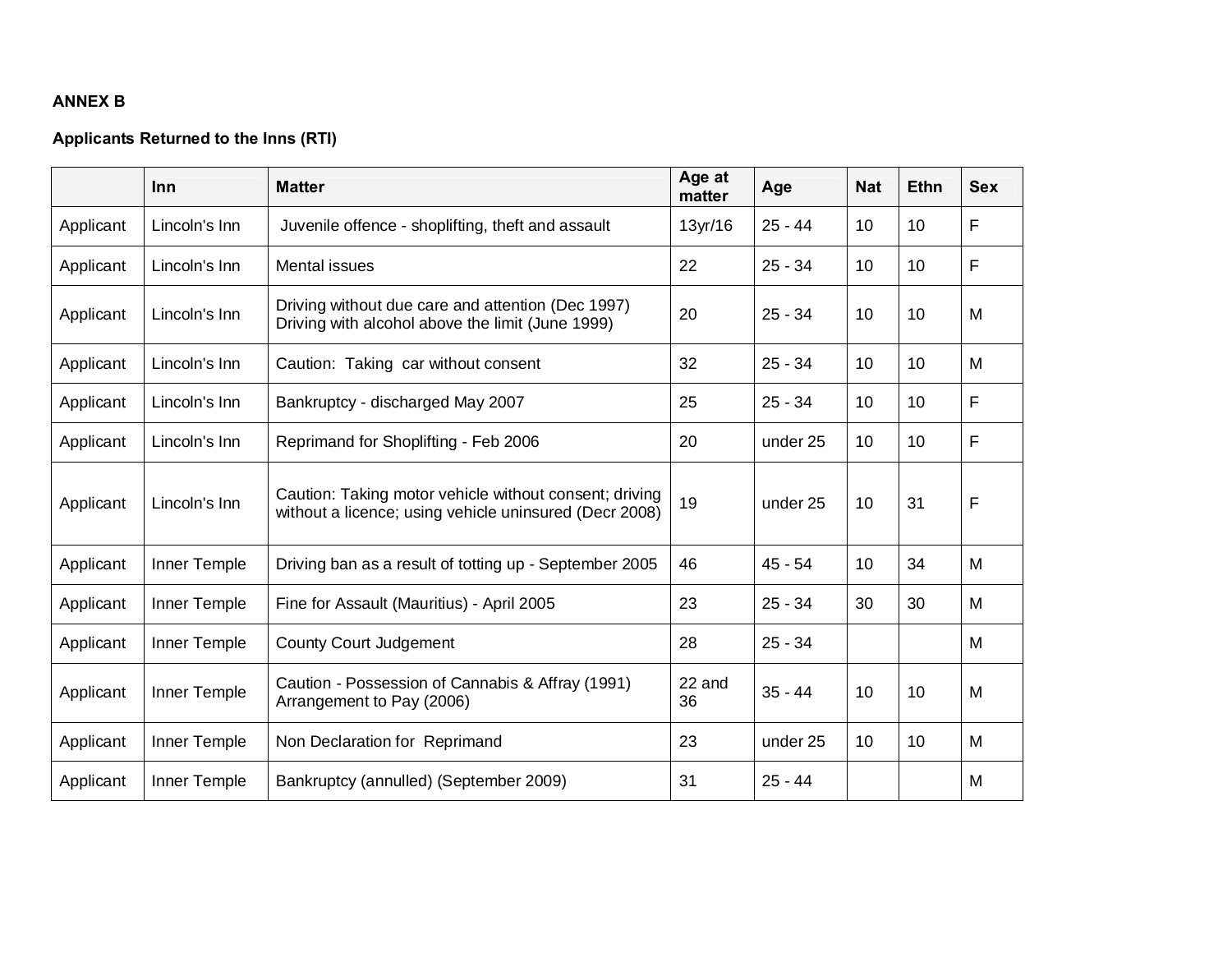**ANNEX B**

**Applicants Returned to the Inns (RTI)**

| | Inn | Matter | Age at matter | Age | Nat | Ethn | Sex |
|---|---|---|---|---|---|---|---|
| Applicant | Lincoln's Inn | Juvenile offence - shoplifting, theft and assault | 13yr/16 | 25 - 44 | 10 | 10 | F |
| Applicant | Lincoln's Inn | Mental issues | 22 | 25 - 34 | 10 | 10 | F |
| Applicant | Lincoln's Inn | Driving without due care and attention (Dec 1997) Driving with alcohol above the limit (June 1999) | 20 | 25 - 34 | 10 | 10 | M |
| Applicant | Lincoln's Inn | Caution: Taking car without consent | 32 | 25 - 34 | 10 | 10 | M |
| Applicant | Lincoln's Inn | Bankruptcy - discharged May 2007 | 25 | 25 - 34 | 10 | 10 | F |
| Applicant | Lincoln's Inn | Reprimand for Shoplifting - Feb 2006 | 20 | under 25 | 10 | 10 | F |
| Applicant | Lincoln's Inn | Caution: Taking motor vehicle without consent; driving without a licence; using vehicle uninsured (Decr 2008) | 19 | under 25 | 10 | 31 | F |
| Applicant | Inner Temple | Driving ban as a result of totting up - September 2005 | 46 | 45 - 54 | 10 | 34 | M |
| Applicant | Inner Temple | Fine for Assault (Mauritius) - April 2005 | 23 | 25 - 34 | 30 | 30 | M |
| Applicant | Inner Temple | County Court Judgement | 28 | 25 - 34 | | | M |
| Applicant | Inner Temple | Caution - Possession of Cannabis & Affray (1991) Arrangement to Pay (2006) | 22 and 36 | 35 - 44 | 10 | 10 | M |
| Applicant | Inner Temple | Non Declaration for Reprimand | 23 | under 25 | 10 | 10 | M |
| Applicant | Inner Temple | Bankruptcy (annulled) (September 2009) | 31 | 25 - 44 | | | M |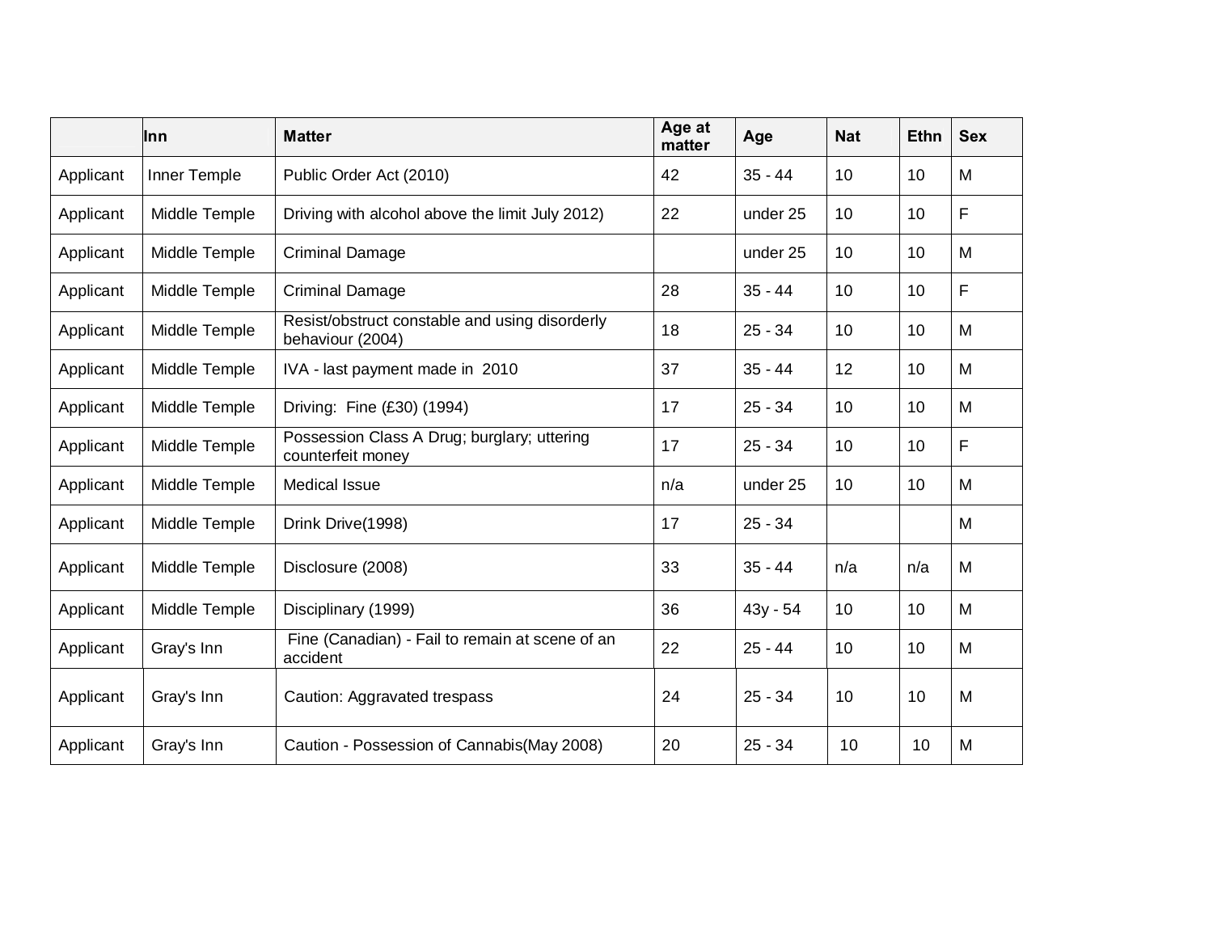| | Inn | Matter | Age at matter | Age | Nat | Ethn | Sex |
|---|---|---|---|---|---|---|---|
| Applicant | Inner Temple | Public Order Act (2010) | 42 | 35 - 44 | 10 | 10 | M |
| Applicant | Middle Temple | Driving with alcohol above the limit July 2012) | 22 | under 25 | 10 | 10 | F |
| Applicant | Middle Temple | Criminal Damage | | under 25 | 10 | 10 | M |
| Applicant | Middle Temple | Criminal Damage | 28 | 35 - 44 | 10 | 10 | F |
| Applicant | Middle Temple | Resist/obstruct constable and using disorderly behaviour (2004) | 18 | 25 - 34 | 10 | 10 | M |
| Applicant | Middle Temple | IVA - last payment made in 2010 | 37 | 35 - 44 | 12 | 10 | M |
| Applicant | Middle Temple | Driving: Fine (£30) (1994) | 17 | 25 - 34 | 10 | 10 | M |
| Applicant | Middle Temple | Possession Class A Drug; burglary; uttering counterfeit money | 17 | 25 - 34 | 10 | 10 | F |
| Applicant | Middle Temple | Medical Issue | n/a | under 25 | 10 | 10 | M |
| Applicant | Middle Temple | Drink Drive(1998) | 17 | 25 - 34 | | | M |
| Applicant | Middle Temple | Disclosure (2008) | 33 | 35 - 44 | n/a | n/a | M |
| Applicant | Middle Temple | Disciplinary (1999) | 36 | 43y - 54 | 10 | 10 | M |
| Applicant | Gray's Inn | Fine (Canadian) - Fail to remain at scene of an accident | 22 | 25 - 44 | 10 | 10 | M |
| Applicant | Gray's Inn | Caution: Aggravated trespass | 24 | 25 - 34 | 10 | 10 | M |
| Applicant | Gray's Inn | Caution - Possession of Cannabis(May 2008) | 20 | 25 - 34 | 10 | 10 | M |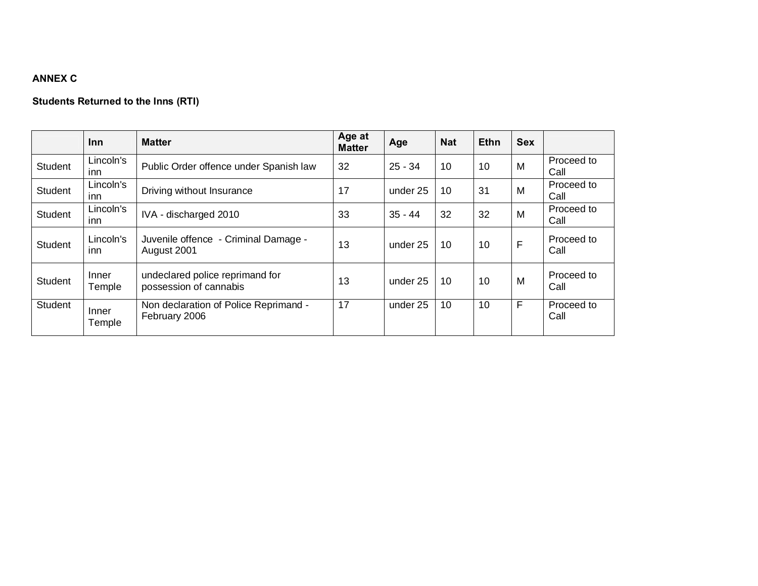**ANNEX C**

**Students Returned to the Inns (RTI)**

| | Inn | Matter | Age at Matter | Age | Nat | Ethn | Sex | |
|---|---|---|---|---|---|---|---|---|
| Student | Lincoln's inn | Public Order offence under Spanish law | 32 | 25 - 34 | 10 | 10 | M | Proceed to Call |
| Student | Lincoln's inn | Driving without Insurance | 17 | under 25 | 10 | 31 | M | Proceed to Call |
| Student | Lincoln's inn | IVA - discharged 2010 | 33 | 35 - 44 | 32 | 32 | M | Proceed to Call |
| Student | Lincoln's inn | Juvenile offence - Criminal Damage - August 2001 | 13 | under 25 | 10 | 10 | F | Proceed to Call |
| Student | Inner Temple | undeclared police reprimand for possession of cannabis | 13 | under 25 | 10 | 10 | M | Proceed to Call |
| Student | Inner Temple | Non declaration of Police Reprimand - February 2006 | 17 | under 25 | 10 | 10 | F | Proceed to Call |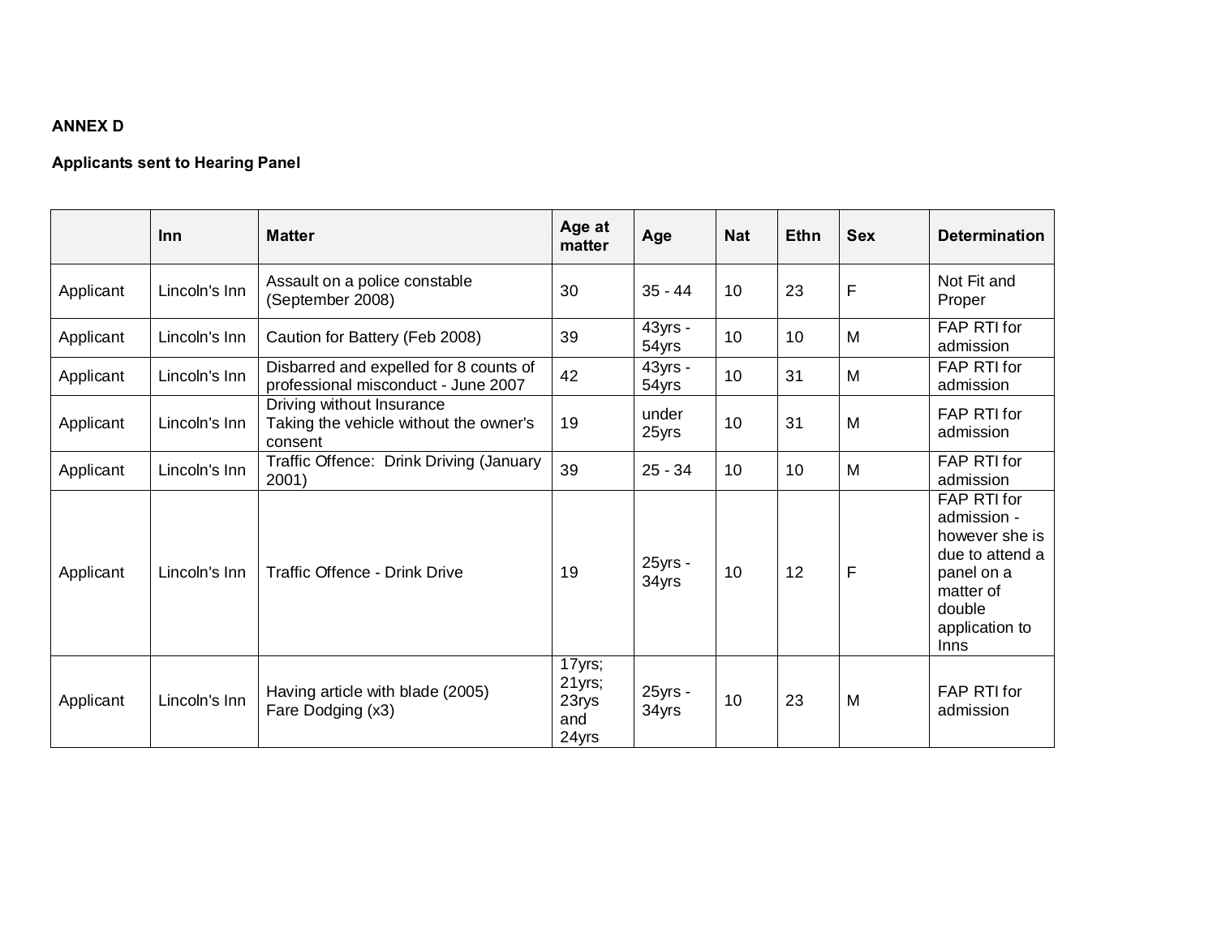**ANNEX D**

**Applicants sent to Hearing Panel**

| | Inn | Matter | Age at matter | Age | Nat | Ethn | Sex | Determination |
|---|---|---|---|---|---|---|---|---|
| Applicant | Lincoln's Inn | Assault on a police constable (September 2008) | 30 | 35 - 44 | 10 | 23 | F | Not Fit and Proper |
| Applicant | Lincoln's Inn | Caution for Battery (Feb 2008) | 39 | 43yrs - 54yrs | 10 | 10 | M | FAP RTI for admission |
| Applicant | Lincoln's Inn | Disbarred and expelled for 8 counts of professional misconduct - June 2007 | 42 | 43yrs - 54yrs | 10 | 31 | M | FAP RTI for admission |
| Applicant | Lincoln's Inn | Driving without Insurance<br>Taking the vehicle without the owner's consent | 19 | under 25yrs | 10 | 31 | M | FAP RTI for admission |
| Applicant | Lincoln's Inn | Traffic Offence: Drink Driving (January 2001) | 39 | 25 - 34 | 10 | 10 | M | FAP RTI for admission |
| Applicant | Lincoln's Inn | Traffic Offence - Drink Drive | 19 | 25yrs - 34yrs | 10 | 12 | F | FAP RTI for admission - however she is due to attend a panel on a matter of double application to Inns |
| Applicant | Lincoln's Inn | Having article with blade (2005)<br>Fare Dodging (x3) | 17yrs; 21yrs; 23rys and 24yrs | 25yrs - 34yrs | 10 | 23 | M | FAP RTI for admission |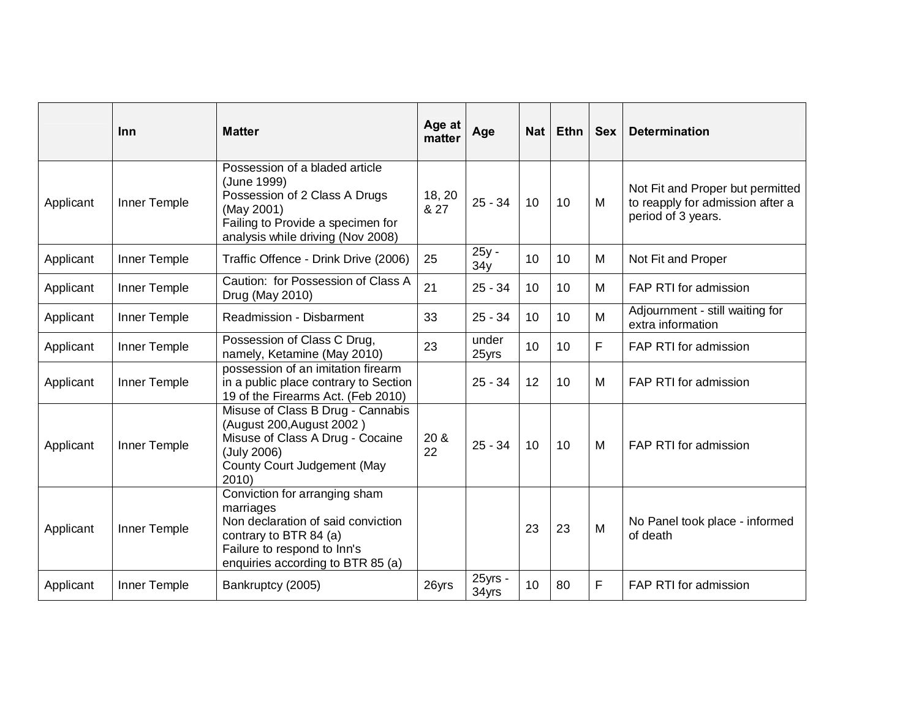| | Inn | Matter | Age at matter | Age | Nat | Ethn | Sex | Determination |
|---|---|---|---|---|---|---|---|---|
| Applicant | Inner Temple | Possession of a bladed article (June 1999)<br>Possession of 2 Class A Drugs (May 2001)<br>Failing to Provide a specimen for analysis while driving (Nov 2008) | 18, 20 & 27 | 25 - 34 | 10 | 10 | M | Not Fit and Proper but permitted to reapply for admission after a period of 3 years. |
| Applicant | Inner Temple | Traffic Offence - Drink Drive (2006) | 25 | 25y - 34y | 10 | 10 | M | Not Fit and Proper |
| Applicant | Inner Temple | Caution: for Possession of Class A Drug (May 2010) | 21 | 25 - 34 | 10 | 10 | M | FAP RTI for admission |
| Applicant | Inner Temple | Readmission - Disbarment | 33 | 25 - 34 | 10 | 10 | M | Adjournment - still waiting for extra information |
| Applicant | Inner Temple | Possession of Class C Drug, namely, Ketamine (May 2010) | 23 | under 25yrs | 10 | 10 | F | FAP RTI for admission |
| Applicant | Inner Temple | possession of an imitation firearm in a public place contrary to Section 19 of the Firearms Act. (Feb 2010) | | 25 - 34 | 12 | 10 | M | FAP RTI for admission |
| Applicant | Inner Temple | Misuse of Class B Drug - Cannabis (August 200,August 2002 )<br>Misuse of Class A Drug - Cocaine (July 2006)<br>County Court Judgement (May 2010) | 20 & 22 | 25 - 34 | 10 | 10 | M | FAP RTI for admission |
| Applicant | Inner Temple | Conviction for arranging sham marriages<br>Non declaration of said conviction contrary to BTR 84 (a)<br>Failure to respond to Inn's enquiries according to BTR 85 (a) | | | 23 | 23 | M | No Panel took place - informed of death |
| Applicant | Inner Temple | Bankruptcy (2005) | 26yrs | 25yrs - 34yrs | 10 | 80 | F | FAP RTI for admission |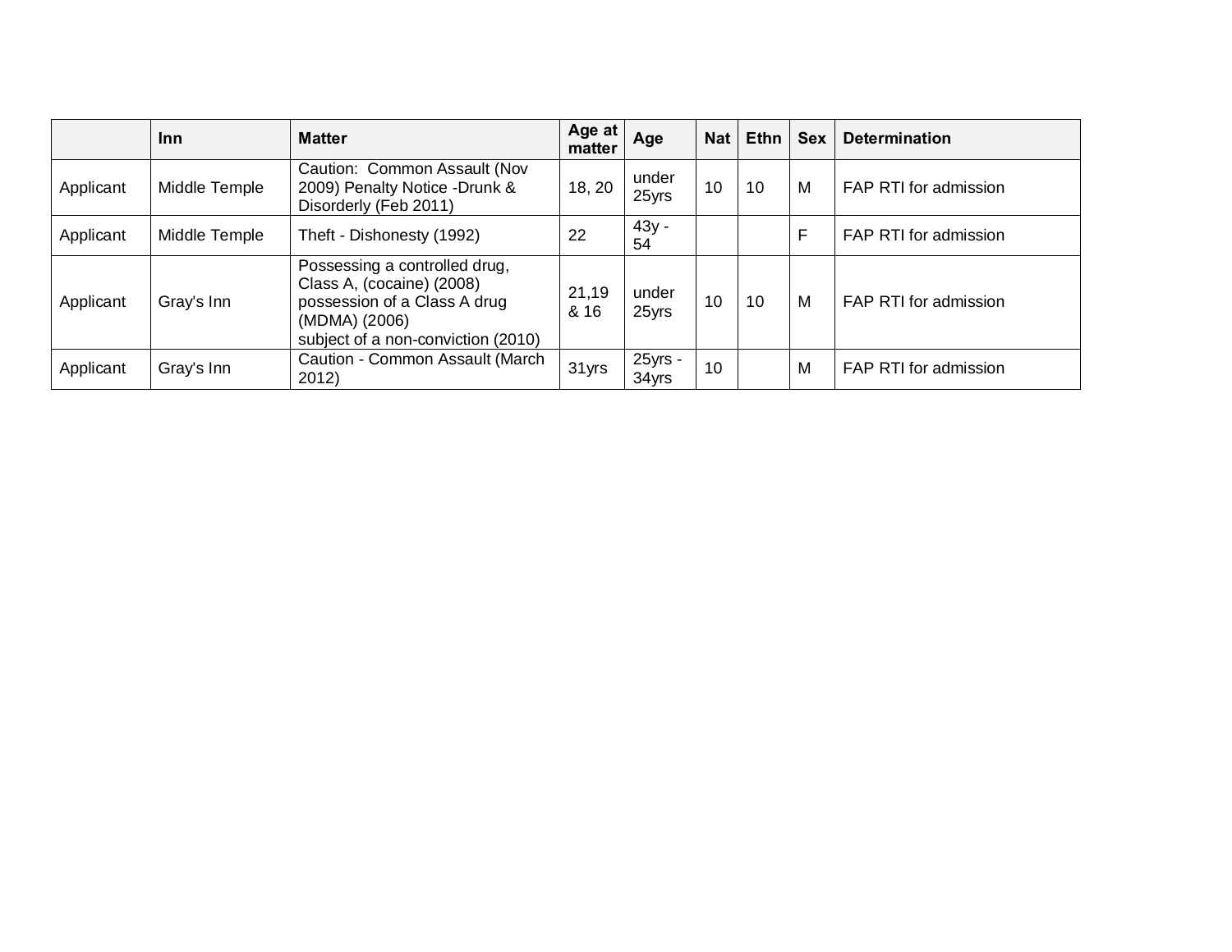| | Inn | Matter | Age at matter | Age | Nat | Ethn | Sex | Determination |
|---|---|---|---|---|---|---|---|---|
| Applicant | Middle Temple | Caution: Common Assault (Nov 2009) Penalty Notice -Drunk & Disorderly (Feb 2011) | 18, 20 | under 25yrs | 10 | 10 | M | FAP RTI for admission |
| Applicant | Middle Temple | Theft - Dishonesty (1992) | 22 | 43y - 54 | | | F | FAP RTI for admission |
| Applicant | Gray's Inn | Possessing a controlled drug, Class A, (cocaine) (2008) possession of a Class A drug (MDMA) (2006) subject of a non-conviction (2010) | 21,19 & 16 | under 25yrs | 10 | 10 | M | FAP RTI for admission |
| Applicant | Gray's Inn | Caution - Common Assault (March 2012) | 31yrs | 25yrs - 34yrs | 10 | | M | FAP RTI for admission |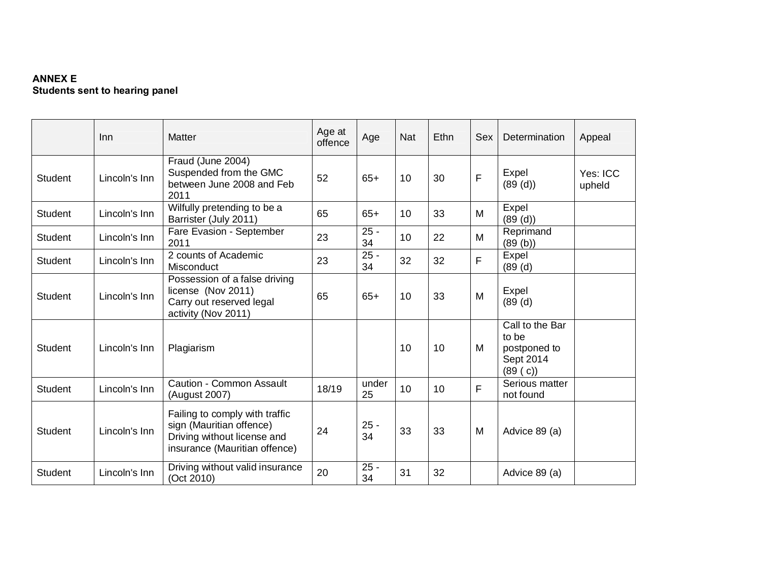**ANNEX E**
**Students sent to hearing panel**

| | Inn | Matter | Age at offence | Age | Nat | Ethn | Sex | Determination | Appeal |
|---|---|---|---|---|---|---|---|---|---|
| Student | Lincoln's Inn | Fraud (June 2004) Suspended from the GMC between June 2008 and Feb 2011 | 52 | 65+ | 10 | 30 | F | Expel (89 (d)) | Yes: ICC upheld |
| Student | Lincoln's Inn | Wilfully pretending to be a Barrister (July 2011) | 65 | 65+ | 10 | 33 | M | Expel (89 (d)) | |
| Student | Lincoln's Inn | Fare Evasion - September 2011 | 23 | 25 - 34 | 10 | 22 | M | Reprimand (89 (b)) | |
| Student | Lincoln's Inn | 2 counts of Academic Misconduct | 23 | 25 - 34 | 32 | 32 | F | Expel (89 (d) | |
| Student | Lincoln's Inn | Possession of a false driving license (Nov 2011) Carry out reserved legal activity (Nov 2011) | 65 | 65+ | 10 | 33 | M | Expel (89 (d) | |
| Student | Lincoln's Inn | Plagiarism | | | 10 | 10 | M | Call to the Bar to be postponed to Sept 2014 (89 ( c)) | |
| Student | Lincoln's Inn | Caution - Common Assault (August 2007) | 18/19 | under 25 | 10 | 10 | F | Serious matter not found | |
| Student | Lincoln's Inn | Failing to comply with traffic sign (Mauritian offence) Driving without license and insurance (Mauritian offence) | 24 | 25 - 34 | 33 | 33 | M | Advice 89 (a) | |
| Student | Lincoln's Inn | Driving without valid insurance (Oct 2010) | 20 | 25 - 34 | 31 | 32 | | Advice 89 (a) | |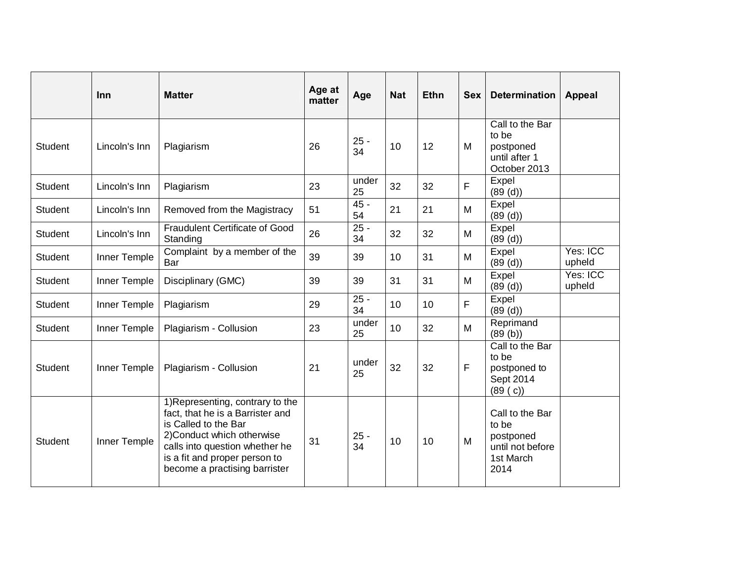| | Inn | Matter | Age at matter | Age | Nat | Ethn | Sex | Determination | Appeal |
|---|---|---|---|---|---|---|---|---|---|
| Student | Lincoln's Inn | Plagiarism | 26 | 25 - 34 | 10 | 12 | M | Call to the Bar to be postponed until after 1 October 2013 | |
| Student | Lincoln's Inn | Plagiarism | 23 | under 25 | 32 | 32 | F | Expel (89 (d)) | |
| Student | Lincoln's Inn | Removed from the Magistracy | 51 | 45 - 54 | 21 | 21 | M | Expel (89 (d)) | |
| Student | Lincoln's Inn | Fraudulent Certificate of Good Standing | 26 | 25 - 34 | 32 | 32 | M | Expel (89 (d)) | |
| Student | Inner Temple | Complaint by a member of the Bar | 39 | 39 | 10 | 31 | M | Expel (89 (d)) | Yes: ICC upheld |
| Student | Inner Temple | Disciplinary (GMC) | 39 | 39 | 31 | 31 | M | Expel (89 (d)) | Yes: ICC upheld |
| Student | Inner Temple | Plagiarism | 29 | 25 - 34 | 10 | 10 | F | Expel (89 (d)) | |
| Student | Inner Temple | Plagiarism - Collusion | 23 | under 25 | 10 | 32 | M | Reprimand (89 (b)) | |
| Student | Inner Temple | Plagiarism - Collusion | 21 | under 25 | 32 | 32 | F | Call to the Bar to be postponed to Sept 2014 (89 ( c)) | |
| Student | Inner Temple | 1)Representing, contrary to the fact, that he is a Barrister and is Called to the Bar 2)Conduct which otherwise calls into question whether he is a fit and proper person to become a practising barrister | 31 | 25 - 34 | 10 | 10 | M | Call to the Bar to be postponed until not before 1st March 2014 | |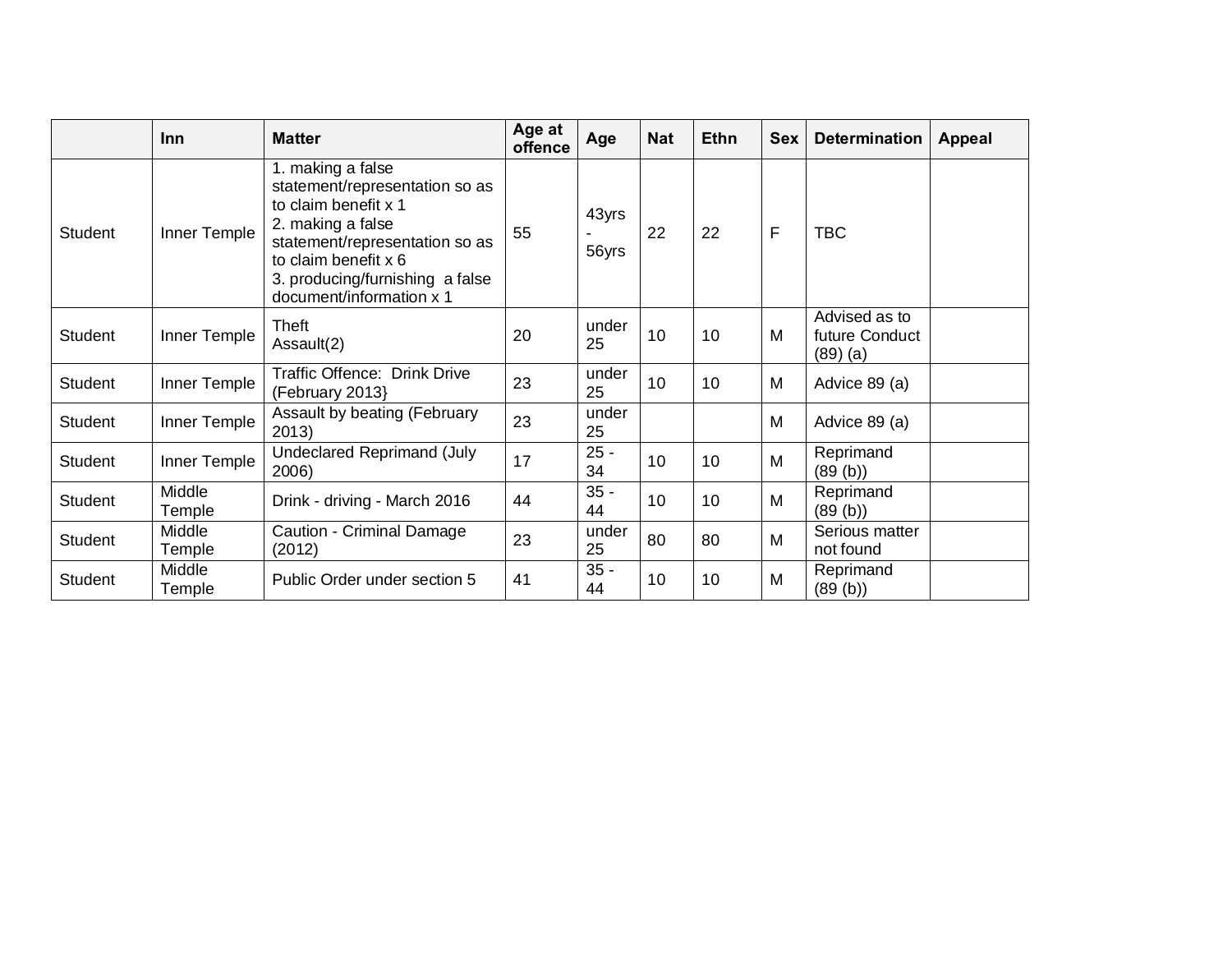| | Inn | Matter | Age at offence | Age | Nat | Ethn | Sex | Determination | Appeal |
|---|---|---|---|---|---|---|---|---|---|
| Student | Inner Temple | 1. making a false statement/representation so as to claim benefit x 1<br>2. making a false statement/representation so as to claim benefit x 6<br>3. producing/furnishing a false document/information x 1 | 55 | 43yrs - 56yrs | 22 | 22 | F | TBC | |
| Student | Inner Temple | Theft<br>Assault(2) | 20 | under 25 | 10 | 10 | M | Advised as to future Conduct (89) (a) | |
| Student | Inner Temple | Traffic Offence: Drink Drive (February 2013} | 23 | under 25 | 10 | 10 | M | Advice 89 (a) | |
| Student | Inner Temple | Assault by beating (February 2013) | 23 | under 25 | | | M | Advice 89 (a) | |
| Student | Inner Temple | Undeclared Reprimand (July 2006) | 17 | 25 - 34 | 10 | 10 | M | Reprimand (89 (b)) | |
| Student | Middle Temple | Drink - driving - March 2016 | 44 | 35 - 44 | 10 | 10 | M | Reprimand (89 (b)) | |
| Student | Middle Temple | Caution - Criminal Damage (2012) | 23 | under 25 | 80 | 80 | M | Serious matter not found | |
| Student | Middle Temple | Public Order under section 5 | 41 | 35 - 44 | 10 | 10 | M | Reprimand (89 (b)) | |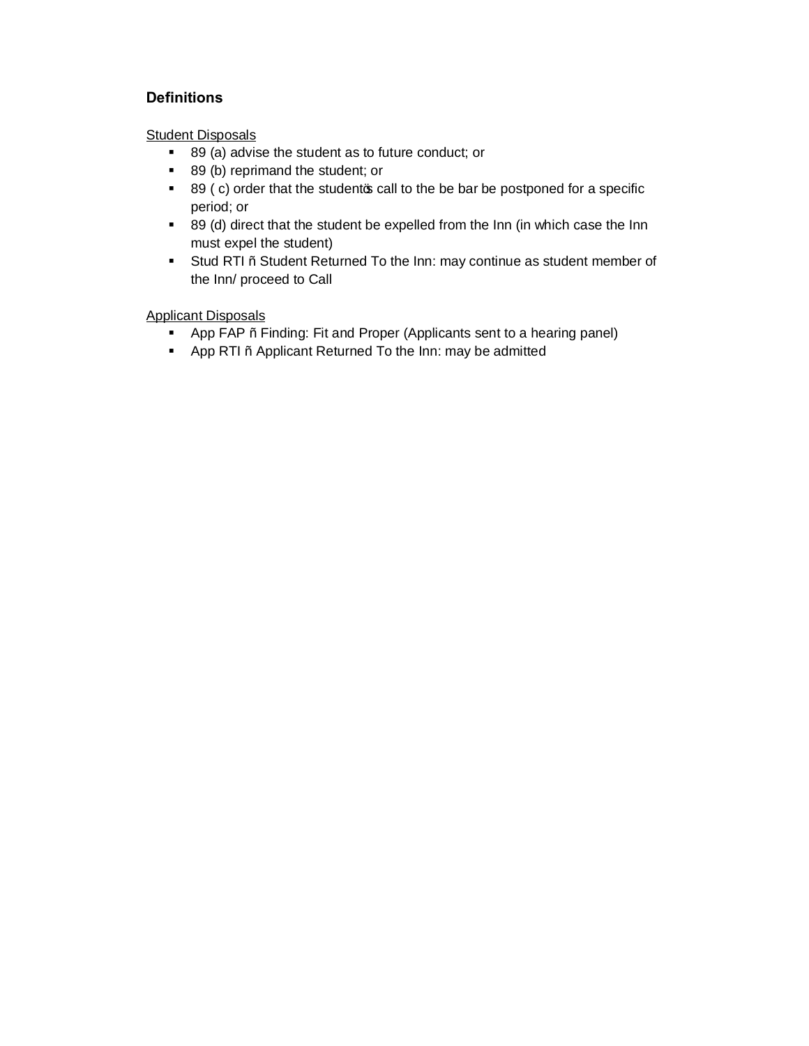## Definitions

Student Disposals

- 89 (a) advise the student as to future conduct; or
- 89 (b) reprimand the student; or
- 89 ( c) order that the studentös call to the be bar be postponed for a specific period; or
- 89 (d) direct that the student be expelled from the Inn (in which case the Inn must expel the student)
- Stud RTI ñ Student Returned To the Inn: may continue as student member of the Inn/ proceed to Call

Applicant Disposals

- App FAP ñ Finding: Fit and Proper (Applicants sent to a hearing panel)
- App RTI ñ Applicant Returned To the Inn: may be admitted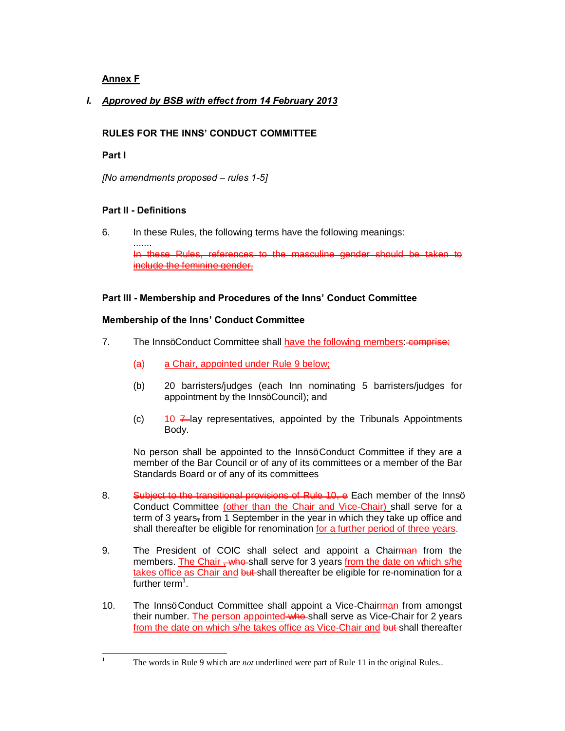**Annex F**

*I.* ***Approved by BSB with effect from 14 February 2013***

**RULES FOR THE INNS' CONDUCT COMMITTEE**

**Part I**

*[No amendments proposed – rules 1-5]*

**Part II - Definitions**

6. In these Rules, the following terms have the following meanings:

.......

~~In these Rules, references to the masculine gender should be taken to include the feminine gender.~~

**Part III - Membership and Procedures of the Inns' Conduct Committee**

**Membership of the Inns' Conduct Committee**

7. The InnsöConduct Committee shall <u>have the following members</u>: ~~comprise:~~

   (a) <u>a Chair, appointed under Rule 9 below;</u>

   (b) 20 barristers/judges (each Inn nominating 5 barristers/judges for appointment by the InnsöCouncil); and

   (c) 10 ~~7~~ lay representatives, appointed by the Tribunals Appointments Body.

   No person shall be appointed to the InnsöConduct Committee if they are a member of the Bar Council or of any of its committees or a member of the Bar Standards Board or of any of its committees

8. ~~Subject to the transitional provisions of Rule 10, e~~ Each member of the Innsö Conduct Committee <u>(other than the Chair and Vice-Chair)</u> shall serve for a term of 3 years~~,~~ from 1 September in the year in which they take up office and shall thereafter be eligible for renomination <u>for a further period of three years</u>.

9. The President of COIC shall select and appoint a Chair~~man~~ from the members. <u>The Chair</u> ~~, who~~ shall serve for 3 years <u>from the date on which s/he takes office as Chair and</u> ~~but~~ shall thereafter be eligible for re-nomination for a further term[1].

10. The InnsöConduct Committee shall appoint a Vice-Chair~~man~~ from amongst their number. <u>The person appointed</u> ~~who~~ shall serve as Vice-Chair for 2 years <u>from the date on which s/he takes office as Vice-Chair and</u> ~~but~~ shall thereafter

---

[1] The words in Rule 9 which are *not* underlined were part of Rule 11 in the original Rules..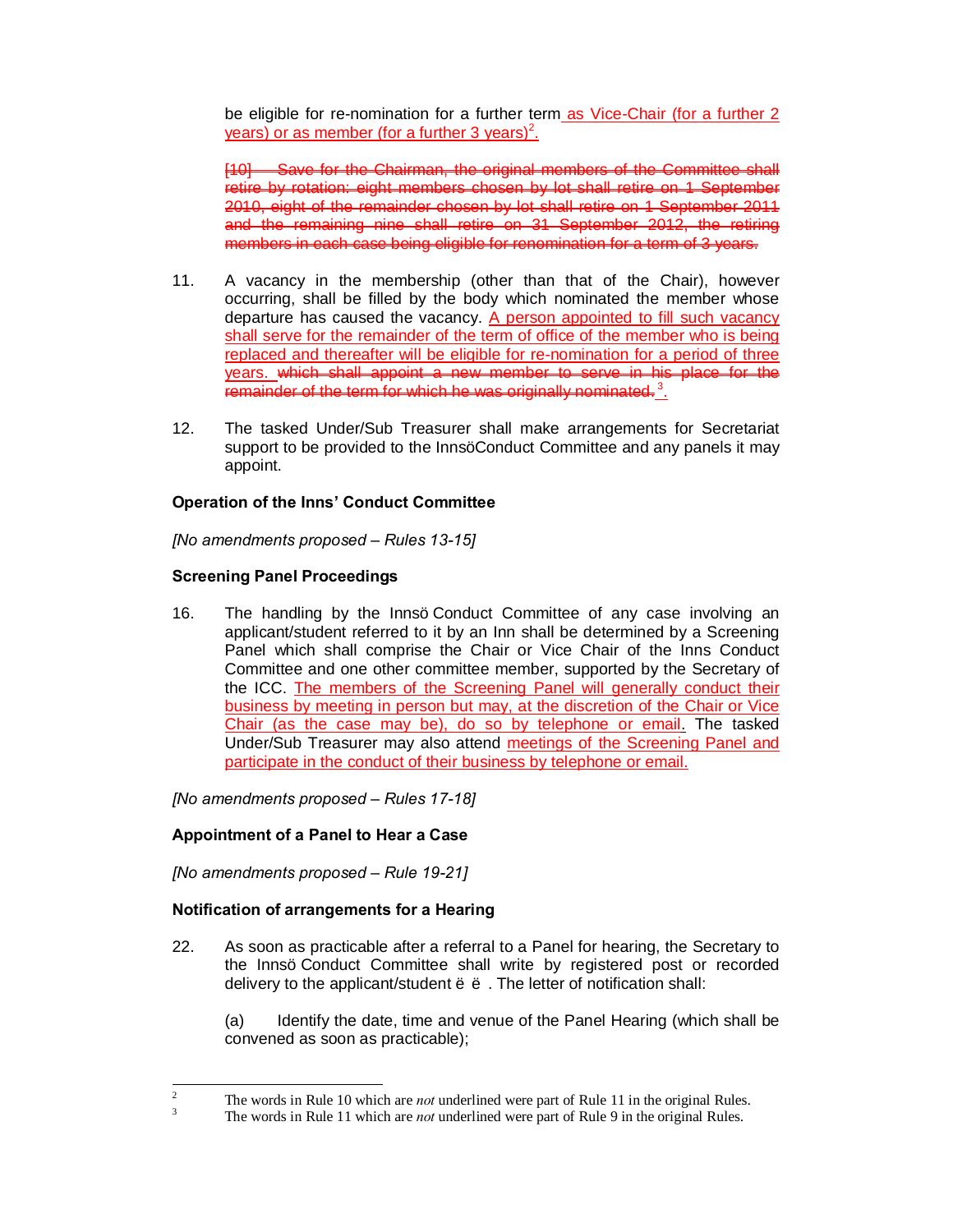be eligible for re-nomination for a further term as Vice-Chair (for a further 2 years) or as member (for a further 3 years)[2].

~~[10] Save for the Chairman, the original members of the Committee shall retire by rotation: eight members chosen by lot shall retire on 1 September 2010, eight of the remainder chosen by lot shall retire on 1 September 2011 and the remaining nine shall retire on 31 September 2012, the retiring members in each case being eligible for renomination for a term of 3 years.~~

11. A vacancy in the membership (other than that of the Chair), however occurring, shall be filled by the body which nominated the member whose departure has caused the vacancy. A person appointed to fill such vacancy shall serve for the remainder of the term of office of the member who is being replaced and thereafter will be eligible for re-nomination for a period of three years. ~~which shall appoint a new member to serve in his place for the remainder of the term for which he was originally nominated.~~[3].

12. The tasked Under/Sub Treasurer shall make arrangements for Secretariat support to be provided to the InnsöConduct Committee and any panels it may appoint.

**Operation of the Inns' Conduct Committee**

*[No amendments proposed – Rules 13-15]*

**Screening Panel Proceedings**

16. The handling by the Innsö Conduct Committee of any case involving an applicant/student referred to it by an Inn shall be determined by a Screening Panel which shall comprise the Chair or Vice Chair of the Inns Conduct Committee and one other committee member, supported by the Secretary of the ICC. The members of the Screening Panel will generally conduct their business by meeting in person but may, at the discretion of the Chair or Vice Chair (as the case may be), do so by telephone or email. The tasked Under/Sub Treasurer may also attend meetings of the Screening Panel and participate in the conduct of their business by telephone or email.

*[No amendments proposed – Rules 17-18]*

**Appointment of a Panel to Hear a Case**

*[No amendments proposed – Rule 19-21]*

**Notification of arrangements for a Hearing**

22. As soon as practicable after a referral to a Panel for hearing, the Secretary to the Innsö Conduct Committee shall write by registered post or recorded delivery to the applicant/student ë ë . The letter of notification shall:

    (a) Identify the date, time and venue of the Panel Hearing (which shall be convened as soon as practicable);

---

[2] The words in Rule 10 which are *not* underlined were part of Rule 11 in the original Rules.

[3] The words in Rule 11 which are *not* underlined were part of Rule 9 in the original Rules.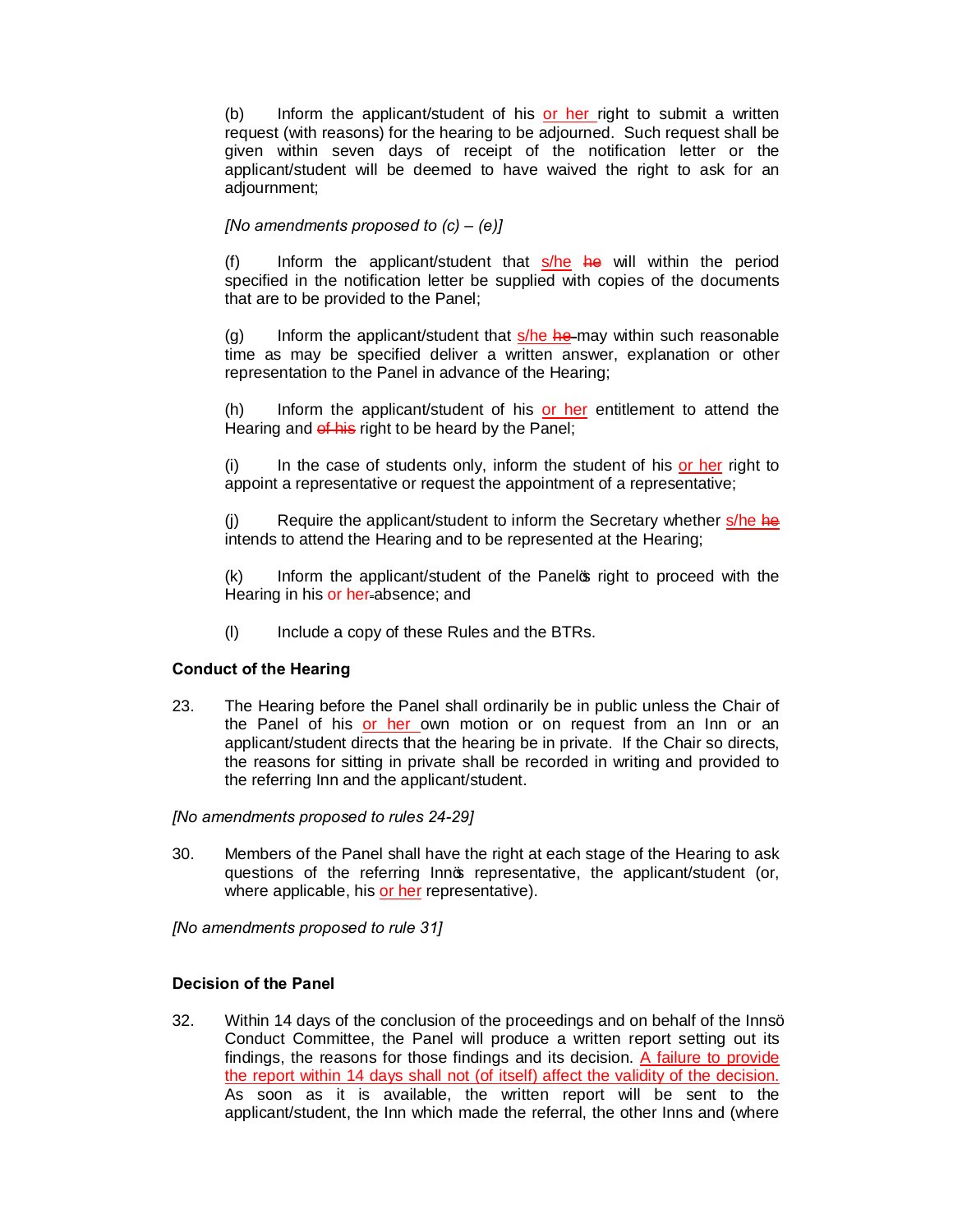(b) Inform the applicant/student of his or her right to submit a written request (with reasons) for the hearing to be adjourned. Such request shall be given within seven days of receipt of the notification letter or the applicant/student will be deemed to have waived the right to ask for an adjournment;

*[No amendments proposed to (c) – (e)]*

(f) Inform the applicant/student that s/he ~~he~~ will within the period specified in the notification letter be supplied with copies of the documents that are to be provided to the Panel;

(g) Inform the applicant/student that s/he ~~he~~ may within such reasonable time as may be specified deliver a written answer, explanation or other representation to the Panel in advance of the Hearing;

(h) Inform the applicant/student of his or her entitlement to attend the Hearing and ~~of his~~ right to be heard by the Panel;

(i) In the case of students only, inform the student of his or her right to appoint a representative or request the appointment of a representative;

(j) Require the applicant/student to inform the Secretary whether s/he ~~he~~ intends to attend the Hearing and to be represented at the Hearing;

(k) Inform the applicant/student of the Panel's right to proceed with the Hearing in his or her absence; and

(l) Include a copy of these Rules and the BTRs.

**Conduct of the Hearing**

23. The Hearing before the Panel shall ordinarily be in public unless the Chair of the Panel of his or her own motion or on request from an Inn or an applicant/student directs that the hearing be in private. If the Chair so directs, the reasons for sitting in private shall be recorded in writing and provided to the referring Inn and the applicant/student.

*[No amendments proposed to rules 24-29]*

30. Members of the Panel shall have the right at each stage of the Hearing to ask questions of the referring Inn's representative, the applicant/student (or, where applicable, his or her representative).

*[No amendments proposed to rule 31]*

**Decision of the Panel**

32. Within 14 days of the conclusion of the proceedings and on behalf of the Inns' Conduct Committee, the Panel will produce a written report setting out its findings, the reasons for those findings and its decision. A failure to provide the report within 14 days shall not (of itself) affect the validity of the decision. As soon as it is available, the written report will be sent to the applicant/student, the Inn which made the referral, the other Inns and (where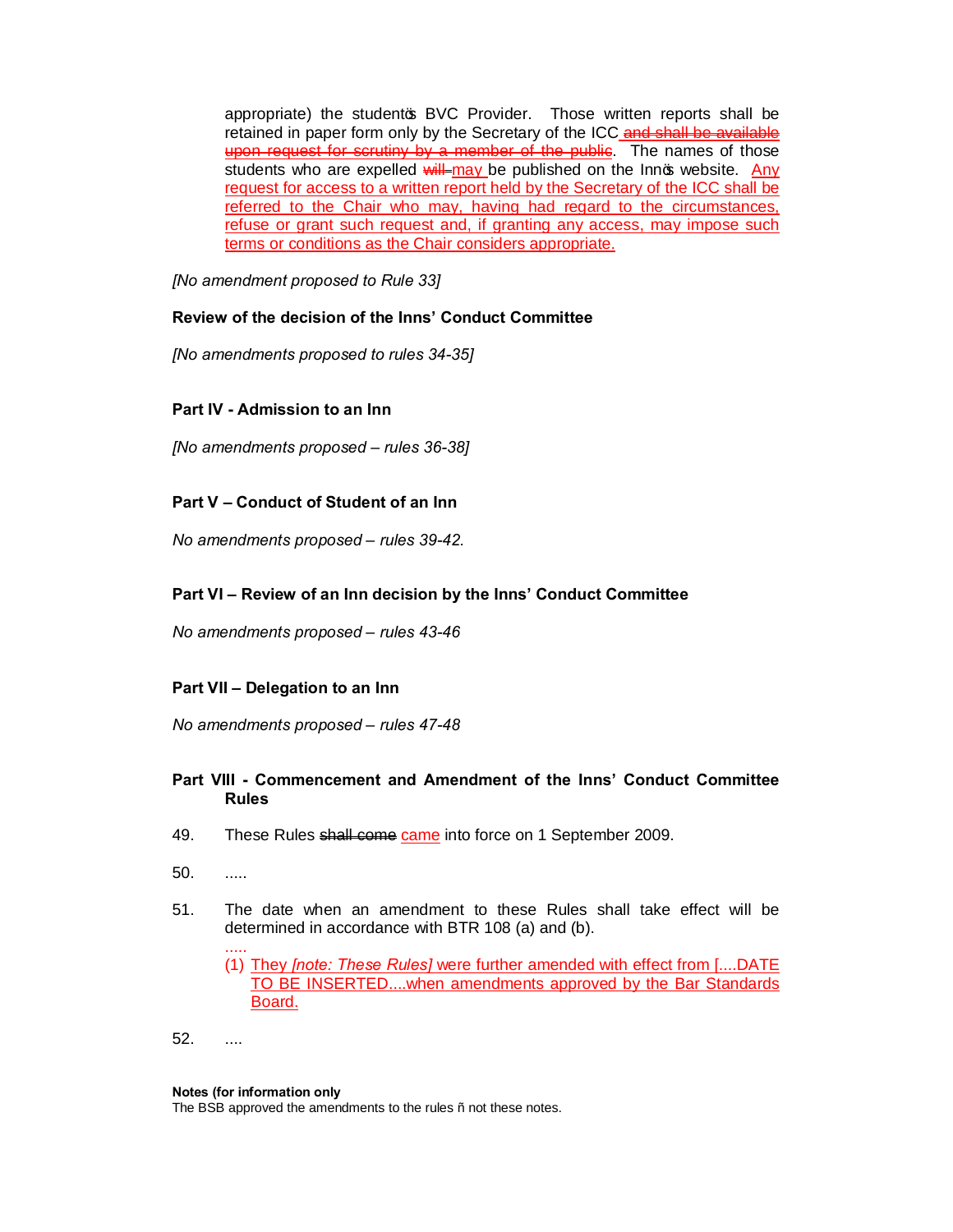appropriate) the student's BVC Provider. Those written reports shall be retained in paper form only by the Secretary of the ICC ~~and shall be available upon request for scrutiny by a member of the public~~. The names of those students who are expelled ~~will~~ <u>may</u> be published on the Inn's website. <u>Any request for access to a written report held by the Secretary of the ICC shall be referred to the Chair who may, having had regard to the circumstances, refuse or grant such request and, if granting any access, may impose such terms or conditions as the Chair considers appropriate.</u>

*[No amendment proposed to Rule 33]*

**Review of the decision of the Inns' Conduct Committee**

*[No amendments proposed to rules 34-35]*

**Part IV - Admission to an Inn**

*[No amendments proposed – rules 36-38]*

**Part V – Conduct of Student of an Inn**

*No amendments proposed – rules 39-42.*

**Part VI – Review of an Inn decision by the Inns' Conduct Committee**

*No amendments proposed – rules 43-46*

**Part VII – Delegation to an Inn**

*No amendments proposed – rules 47-48*

**Part VIII - Commencement and Amendment of the Inns' Conduct Committee Rules**

49. These Rules ~~shall come~~ <u>came</u> into force on 1 September 2009.

50. .....

51. The date when an amendment to these Rules shall take effect will be determined in accordance with BTR 108 (a) and (b).

    .....

    (1) <u>They *[note: These Rules]* were further amended with effect from [....DATE TO BE INSERTED....when amendments approved by the Bar Standards Board.</u>

52. ....

**Notes (for information only**

The BSB approved the amendments to the rules – not these notes.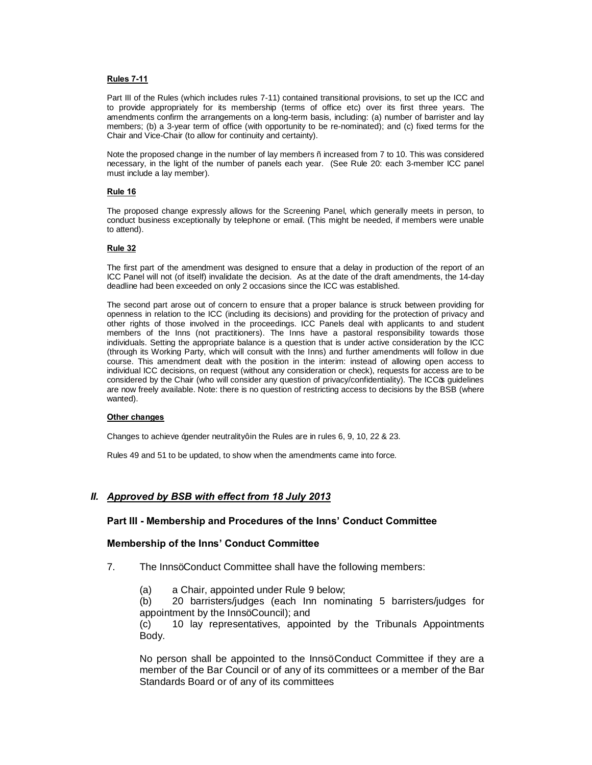**Rules 7-11**

Part III of the Rules (which includes rules 7-11) contained transitional provisions, to set up the ICC and to provide appropriately for its membership (terms of office etc) over its first three years. The amendments confirm the arrangements on a long-term basis, including: (a) number of barrister and lay members; (b) a 3-year term of office (with opportunity to be re-nominated); and (c) fixed terms for the Chair and Vice-Chair (to allow for continuity and certainty).

Note the proposed change in the number of lay members ñ increased from 7 to 10. This was considered necessary, in the light of the number of panels each year. (See Rule 20: each 3-member ICC panel must include a lay member).

**Rule 16**

The proposed change expressly allows for the Screening Panel, which generally meets in person, to conduct business exceptionally by telephone or email. (This might be needed, if members were unable to attend).

**Rule 32**

The first part of the amendment was designed to ensure that a delay in production of the report of an ICC Panel will not (of itself) invalidate the decision. As at the date of the draft amendments, the 14-day deadline had been exceeded on only 2 occasions since the ICC was established.

The second part arose out of concern to ensure that a proper balance is struck between providing for openness in relation to the ICC (including its decisions) and providing for the protection of privacy and other rights of those involved in the proceedings. ICC Panels deal with applicants to and student members of the Inns (not practitioners). The Inns have a pastoral responsibility towards those individuals. Setting the appropriate balance is a question that is under active consideration by the ICC (through its Working Party, which will consult with the Inns) and further amendments will follow in due course. This amendment dealt with the position in the interim: instead of allowing open access to individual ICC decisions, on request (without any consideration or check), requests for access are to be considered by the Chair (who will consider any question of privacy/confidentiality). The ICCö guidelines are now freely available. Note: there is no question of restricting access to decisions by the BSB (where wanted).

**Other changes**

Changes to achieve ógender neutralityô in the Rules are in rules 6, 9, 10, 22 & 23.

Rules 49 and 51 to be updated, to show when the amendments came into force.

## *II. Approved by BSB with effect from 18 July 2013*

### Part III - Membership and Procedures of the Inns' Conduct Committee

### Membership of the Inns' Conduct Committee

7. The InnsöConduct Committee shall have the following members:

    (a) a Chair, appointed under Rule 9 below;
    (b) 20 barristers/judges (each Inn nominating 5 barristers/judges for appointment by the InnsöCouncil); and
    (c) 10 lay representatives, appointed by the Tribunals Appointments Body.

    No person shall be appointed to the InnsöConduct Committee if they are a member of the Bar Council or of any of its committees or a member of the Bar Standards Board or of any of its committees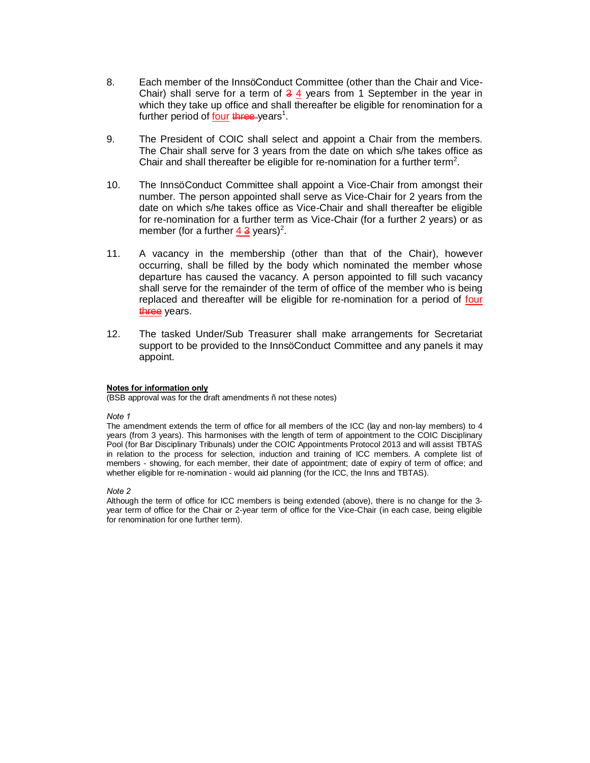8. Each member of the InnsöConduct Committee (other than the Chair and Vice-Chair) shall serve for a term of ~~3~~ 4 years from 1 September in the year in which they take up office and shall thereafter be eligible for renomination for a further period of four ~~three~~ years[1].

9. The President of COIC shall select and appoint a Chair from the members. The Chair shall serve for 3 years from the date on which s/he takes office as Chair and shall thereafter be eligible for re-nomination for a further term[2].

10. The InnsöConduct Committee shall appoint a Vice-Chair from amongst their number. The person appointed shall serve as Vice-Chair for 2 years from the date on which s/he takes office as Vice-Chair and shall thereafter be eligible for re-nomination for a further term as Vice-Chair (for a further 2 years) or as member (for a further 4 ~~3~~ years)[2].

11. A vacancy in the membership (other than that of the Chair), however occurring, shall be filled by the body which nominated the member whose departure has caused the vacancy. A person appointed to fill such vacancy shall serve for the remainder of the term of office of the member who is being replaced and thereafter will be eligible for re-nomination for a period of four ~~three~~ years.

12. The tasked Under/Sub Treasurer shall make arrangements for Secretariat support to be provided to the InnsöConduct Committee and any panels it may appoint.

**Notes for information only**

(BSB approval was for the draft amendments ñ not these notes)

*Note 1*

The amendment extends the term of office for all members of the ICC (lay and non-lay members) to 4 years (from 3 years). This harmonises with the length of term of appointment to the COIC Disciplinary Pool (for Bar Disciplinary Tribunals) under the COIC Appointments Protocol 2013 and will assist TBTAS in relation to the process for selection, induction and training of ICC members. A complete list of members - showing, for each member, their date of appointment; date of expiry of term of office; and whether eligible for re-nomination - would aid planning (for the ICC, the Inns and TBTAS).

*Note 2*

Although the term of office for ICC members is being extended (above), there is no change for the 3-year term of office for the Chair or 2-year term of office for the Vice-Chair (in each case, being eligible for renomination for one further term).